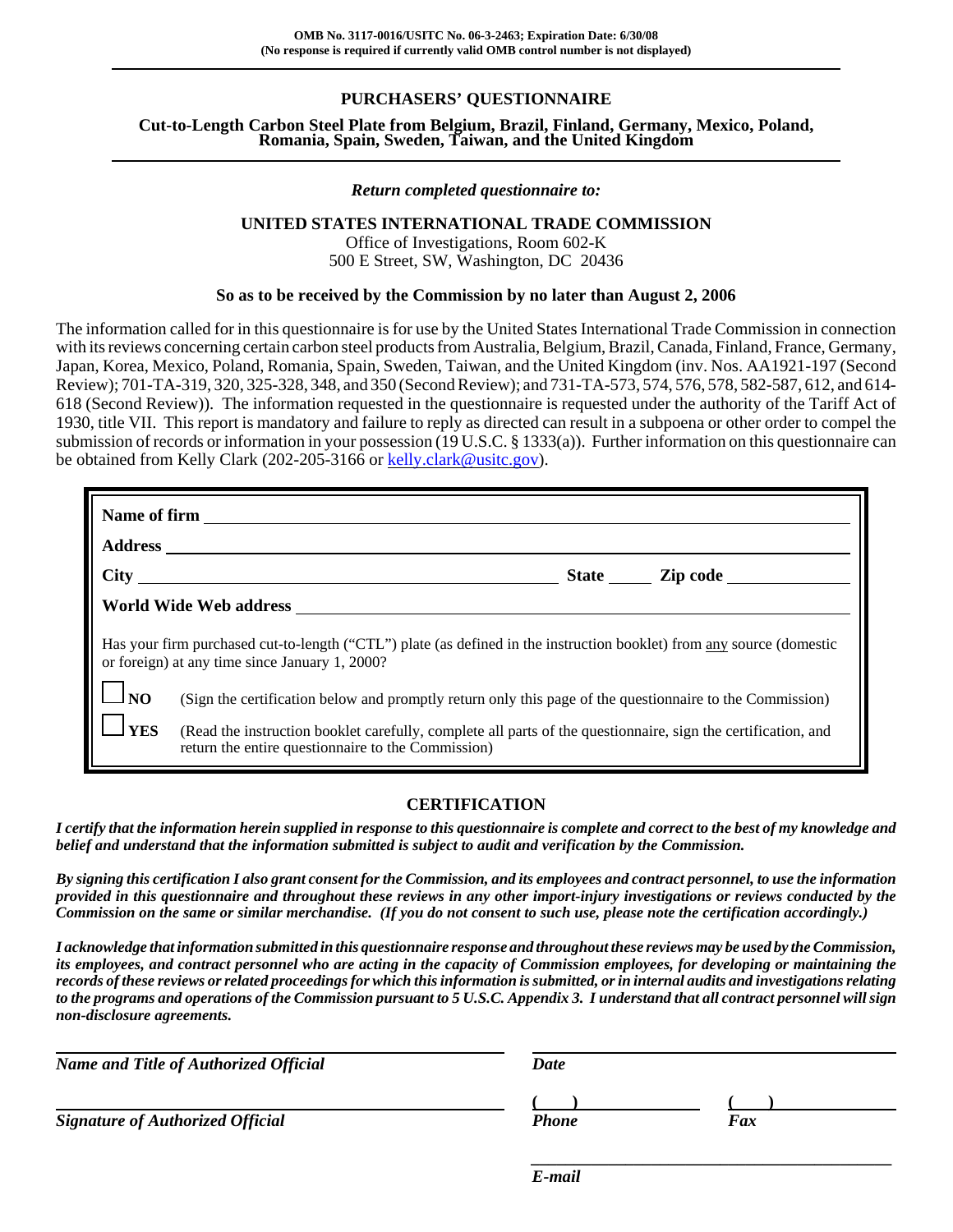**OMB No. 3117-0016/USITC No. 06-3-2463; Expiration Date: 6/30/08**
**(No response is required if currently valid OMB control number is not displayed)**

# PURCHASERS' QUESTIONNAIRE

## Cut-to-Length Carbon Steel Plate from Belgium, Brazil, Finland, Germany, Mexico, Poland, Romania, Spain, Sweden, Taiwan, and the United Kingdom

*Return completed questionnaire to:*

**UNITED STATES INTERNATIONAL TRADE COMMISSION**
Office of Investigations, Room 602-K
500 E Street, SW, Washington, DC 20436

**So as to be received by the Commission by no later than August 2, 2006**

The information called for in this questionnaire is for use by the United States International Trade Commission in connection with its reviews concerning certain carbon steel products from Australia, Belgium, Brazil, Canada, Finland, France, Germany, Japan, Korea, Mexico, Poland, Romania, Spain, Sweden, Taiwan, and the United Kingdom (inv. Nos. AA1921-197 (Second Review); 701-TA-319, 320, 325-328, 348, and 350 (Second Review); and 731-TA-573, 574, 576, 578, 582-587, 612, and 614-618 (Second Review)). The information requested in the questionnaire is requested under the authority of the Tariff Act of 1930, title VII. This report is mandatory and failure to reply as directed can result in a subpoena or other order to compel the submission of records or information in your possession (19 U.S.C. § 1333(a)). Further information on this questionnaire can be obtained from Kelly Clark (202-205-3166 or kelly.clark@usitc.gov).

**Name of firm** ______________________________

**Address** ______________________________

**City** ______________________ **State** _____ **Zip code** __________

**World Wide Web address** ______________________________

Has your firm purchased cut-to-length ("CTL") plate (as defined in the instruction booklet) from any source (domestic or foreign) at any time since January 1, 2000?

☐ **NO** (Sign the certification below and promptly return only this page of the questionnaire to the Commission)

☐ **YES** (Read the instruction booklet carefully, complete all parts of the questionnaire, sign the certification, and return the entire questionnaire to the Commission)

## CERTIFICATION

***I certify that the information herein supplied in response to this questionnaire is complete and correct to the best of my knowledge and belief and understand that the information submitted is subject to audit and verification by the Commission.***

***By signing this certification I also grant consent for the Commission, and its employees and contract personnel, to use the information provided in this questionnaire and throughout these reviews in any other import-injury investigations or reviews conducted by the Commission on the same or similar merchandise. (If you do not consent to such use, please note the certification accordingly.)***

***I acknowledge that information submitted in this questionnaire response and throughout these reviews may be used by the Commission, its employees, and contract personnel who are acting in the capacity of Commission employees, for developing or maintaining the records of these reviews or related proceedings for which this information is submitted, or in internal audits and investigations relating to the programs and operations of the Commission pursuant to 5 U.S.C. Appendix 3. I understand that all contract personnel will sign non-disclosure agreements.***

______________________________
***Name and Title of Authorized Official***

______________________________
***Date***

______________________________
***Signature of Authorized Official***

(     ) ______________
***Phone***

(     ) ______________
***Fax***

______________________________
***E-mail***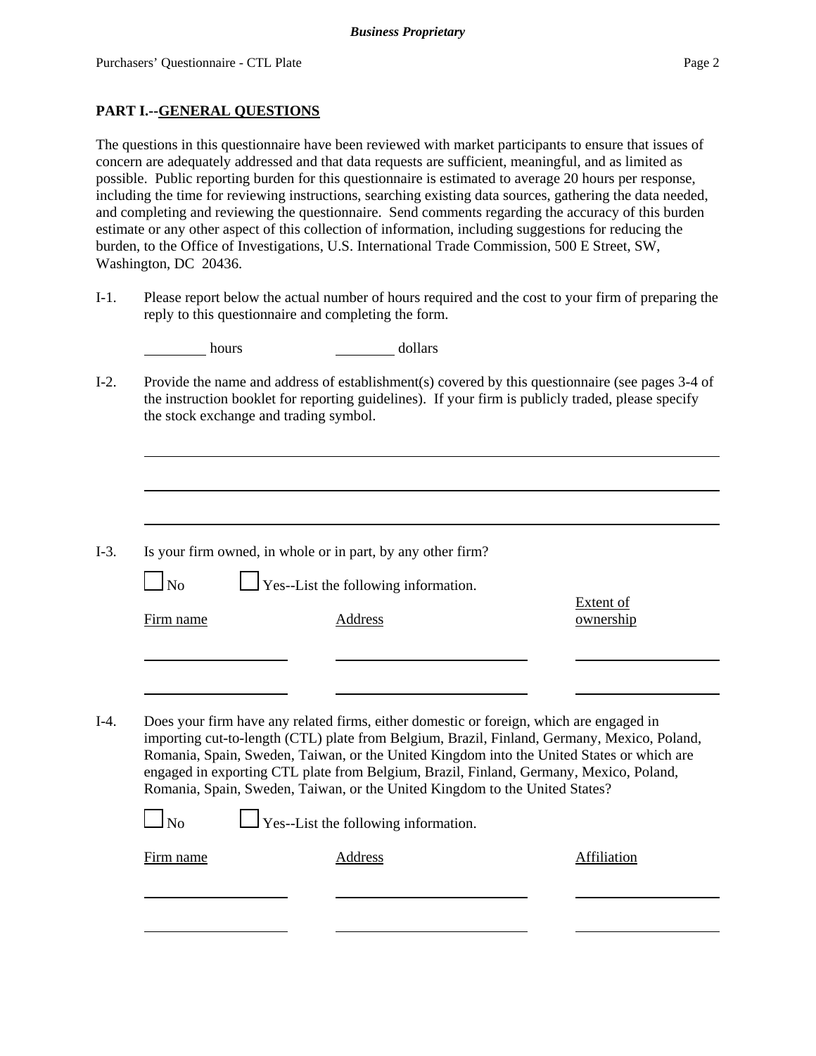## PART I.--GENERAL QUESTIONS

The questions in this questionnaire have been reviewed with market participants to ensure that issues of concern are adequately addressed and that data requests are sufficient, meaningful, and as limited as possible. Public reporting burden for this questionnaire is estimated to average 20 hours per response, including the time for reviewing instructions, searching existing data sources, gathering the data needed, and completing and reviewing the questionnaire. Send comments regarding the accuracy of this burden estimate or any other aspect of this collection of information, including suggestions for reducing the burden, to the Office of Investigations, U.S. International Trade Commission, 500 E Street, SW, Washington, DC 20436.

I-1. Please report below the actual number of hours required and the cost to your firm of preparing the reply to this questionnaire and completing the form.

________ hours ________ dollars

I-2. Provide the name and address of establishment(s) covered by this questionnaire (see pages 3-4 of the instruction booklet for reporting guidelines). If your firm is publicly traded, please specify the stock exchange and trading symbol.

______________________________________________________________________

______________________________________________________________________

______________________________________________________________________

I-3. Is your firm owned, in whole or in part, by any other firm?

☐ No ☐ Yes--List the following information.

| Firm name | Address | Extent of ownership |
|---|---|---|
| | | |
| | | |

I-4. Does your firm have any related firms, either domestic or foreign, which are engaged in importing cut-to-length (CTL) plate from Belgium, Brazil, Finland, Germany, Mexico, Poland, Romania, Spain, Sweden, Taiwan, or the United Kingdom into the United States or which are engaged in exporting CTL plate from Belgium, Brazil, Finland, Germany, Mexico, Poland, Romania, Spain, Sweden, Taiwan, or the United Kingdom to the United States?

☐ No ☐ Yes--List the following information.

| Firm name | Address | Affiliation |
|---|---|---|
| | | |
| | | |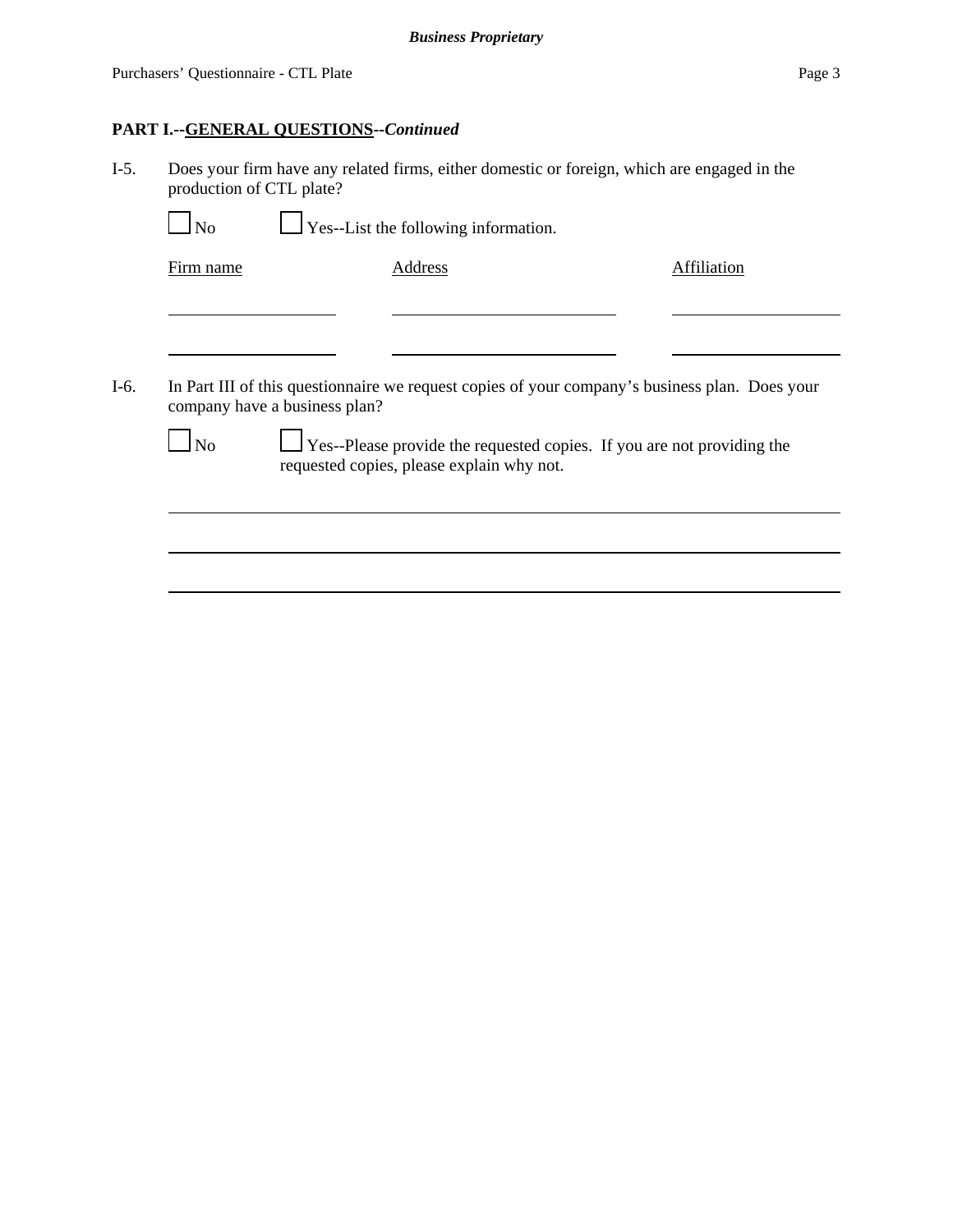**PART I.--GENERAL QUESTIONS--*Continued***

I-5. Does your firm have any related firms, either domestic or foreign, which are engaged in the production of CTL plate?

☐ No ☐ Yes--List the following information.

| Firm name | Address | Affiliation |
|---|---|---|
| | | |
| | | |

I-6. In Part III of this questionnaire we request copies of your company's business plan. Does your company have a business plan?

☐ No ☐ Yes--Please provide the requested copies. If you are not providing the requested copies, please explain why not.

___

___

___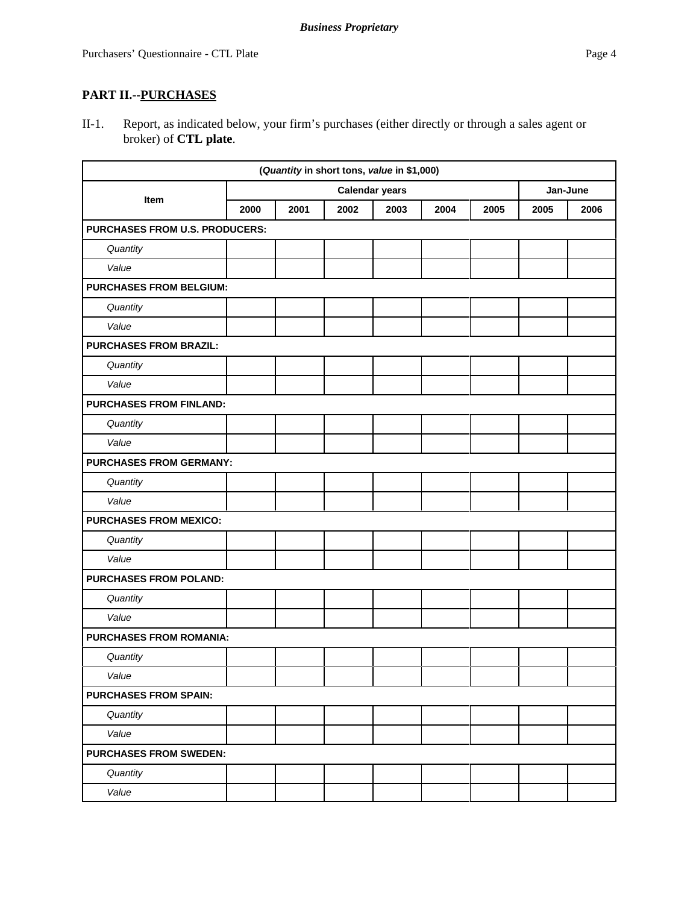## PART II.--PURCHASES

II-1. Report, as indicated below, your firm's purchases (either directly or through a sales agent or broker) of **CTL plate**.

| (*Quantity* in short tons, *value* in $1,000) | | | | | | | | |
|---|---|---|---|---|---|---|---|---|
| Item | Calendar years | | | | | | Jan-June | |
| | 2000 | 2001 | 2002 | 2003 | 2004 | 2005 | 2005 | 2006 |
| **PURCHASES FROM U.S. PRODUCERS:** | | | | | | | | |
| *Quantity* | | | | | | | | |
| *Value* | | | | | | | | |
| **PURCHASES FROM BELGIUM:** | | | | | | | | |
| *Quantity* | | | | | | | | |
| *Value* | | | | | | | | |
| **PURCHASES FROM BRAZIL:** | | | | | | | | |
| *Quantity* | | | | | | | | |
| *Value* | | | | | | | | |
| **PURCHASES FROM FINLAND:** | | | | | | | | |
| *Quantity* | | | | | | | | |
| *Value* | | | | | | | | |
| **PURCHASES FROM GERMANY:** | | | | | | | | |
| *Quantity* | | | | | | | | |
| *Value* | | | | | | | | |
| **PURCHASES FROM MEXICO:** | | | | | | | | |
| *Quantity* | | | | | | | | |
| *Value* | | | | | | | | |
| **PURCHASES FROM POLAND:** | | | | | | | | |
| *Quantity* | | | | | | | | |
| *Value* | | | | | | | | |
| **PURCHASES FROM ROMANIA:** | | | | | | | | |
| *Quantity* | | | | | | | | |
| *Value* | | | | | | | | |
| **PURCHASES FROM SPAIN:** | | | | | | | | |
| *Quantity* | | | | | | | | |
| *Value* | | | | | | | | |
| **PURCHASES FROM SWEDEN:** | | | | | | | | |
| *Quantity* | | | | | | | | |
| *Value* | | | | | | | | |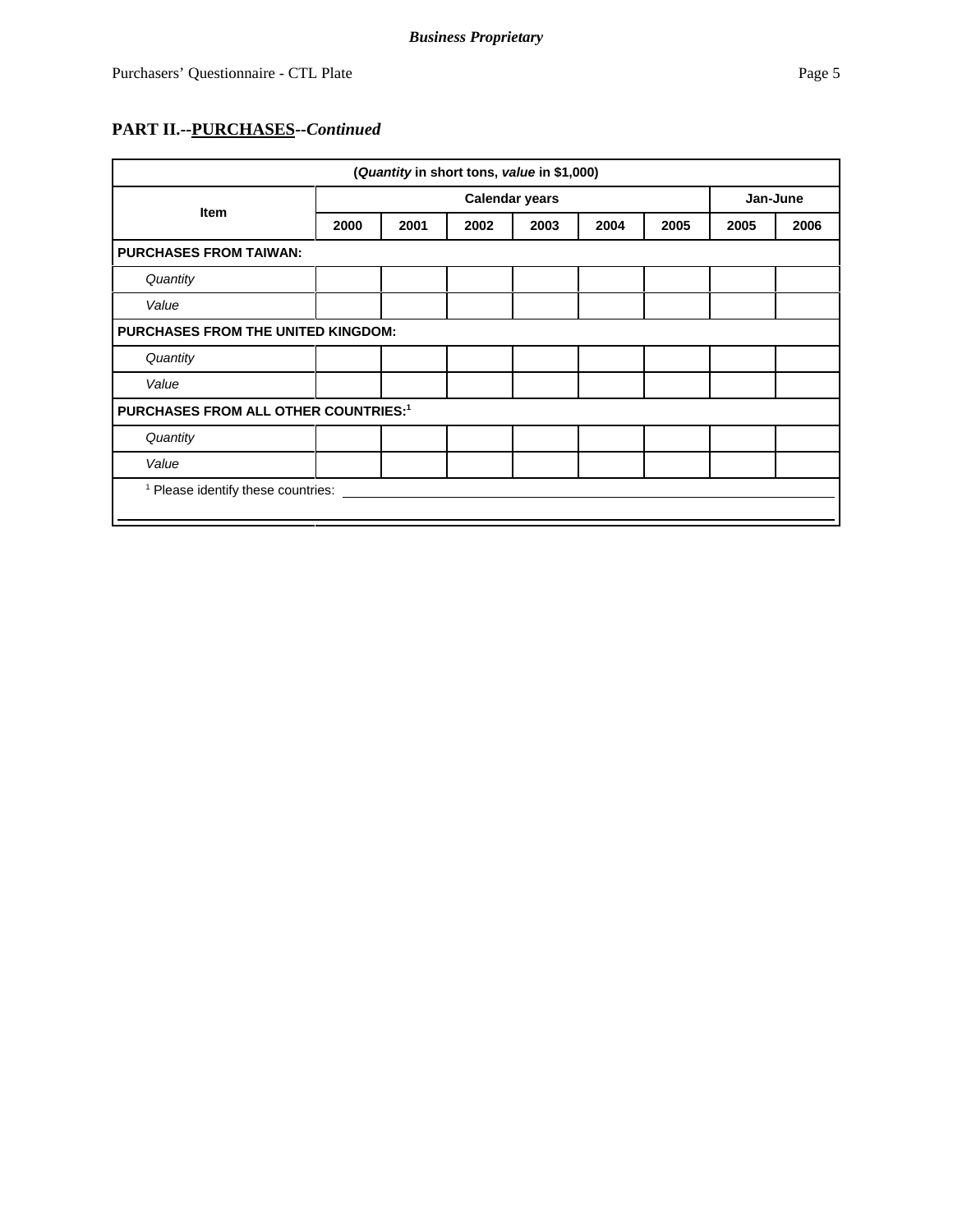## PART II.--PURCHASES--*Continued*

| (*Quantity* in short tons, *value* in $1,000) | | | | | | | | |
|---|---|---|---|---|---|---|---|---|
| Item | Calendar years | | | | | | Jan-June | |
| | 2000 | 2001 | 2002 | 2003 | 2004 | 2005 | 2005 | 2006 |
| **PURCHASES FROM TAIWAN:** | | | | | | | | |
| *Quantity* | | | | | | | | |
| *Value* | | | | | | | | |
| **PURCHASES FROM THE UNITED KINGDOM:** | | | | | | | | |
| *Quantity* | | | | | | | | |
| *Value* | | | | | | | | |
| **PURCHASES FROM ALL OTHER COUNTRIES:**[1] | | | | | | | | |
| *Quantity* | | | | | | | | |
| *Value* | | | | | | | | |

[1] Please identify these countries: ______________________________________________

_____________________________________________________________________________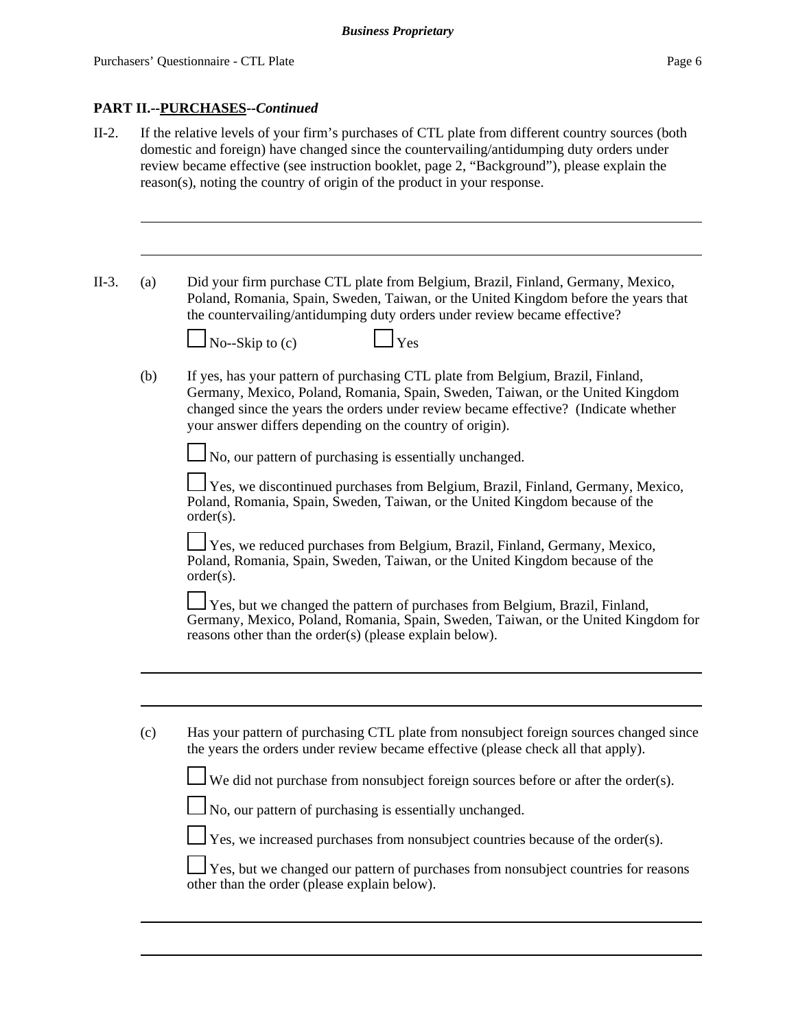**PART II.--PURCHASES--*Continued***

II-2. If the relative levels of your firm's purchases of CTL plate from different country sources (both domestic and foreign) have changed since the countervailing/antidumping duty orders under review became effective (see instruction booklet, page 2, "Background"), please explain the reason(s), noting the country of origin of the product in your response.

_______________________________________________________________________________

_______________________________________________________________________________

II-3. (a) Did your firm purchase CTL plate from Belgium, Brazil, Finland, Germany, Mexico, Poland, Romania, Spain, Sweden, Taiwan, or the United Kingdom before the years that the countervailing/antidumping duty orders under review became effective?

☐ No--Skip to (c)   ☐ Yes

(b) If yes, has your pattern of purchasing CTL plate from Belgium, Brazil, Finland, Germany, Mexico, Poland, Romania, Spain, Sweden, Taiwan, or the United Kingdom changed since the years the orders under review became effective? (Indicate whether your answer differs depending on the country of origin).

☐ No, our pattern of purchasing is essentially unchanged.

☐ Yes, we discontinued purchases from Belgium, Brazil, Finland, Germany, Mexico, Poland, Romania, Spain, Sweden, Taiwan, or the United Kingdom because of the order(s).

☐ Yes, we reduced purchases from Belgium, Brazil, Finland, Germany, Mexico, Poland, Romania, Spain, Sweden, Taiwan, or the United Kingdom because of the order(s).

☐ Yes, but we changed the pattern of purchases from Belgium, Brazil, Finland, Germany, Mexico, Poland, Romania, Spain, Sweden, Taiwan, or the United Kingdom for reasons other than the order(s) (please explain below).

_______________________________________________________________________________

_______________________________________________________________________________

(c) Has your pattern of purchasing CTL plate from nonsubject foreign sources changed since the years the orders under review became effective (please check all that apply).

☐ We did not purchase from nonsubject foreign sources before or after the order(s).

☐ No, our pattern of purchasing is essentially unchanged.

☐ Yes, we increased purchases from nonsubject countries because of the order(s).

☐ Yes, but we changed our pattern of purchases from nonsubject countries for reasons other than the order (please explain below).

_______________________________________________________________________________

_______________________________________________________________________________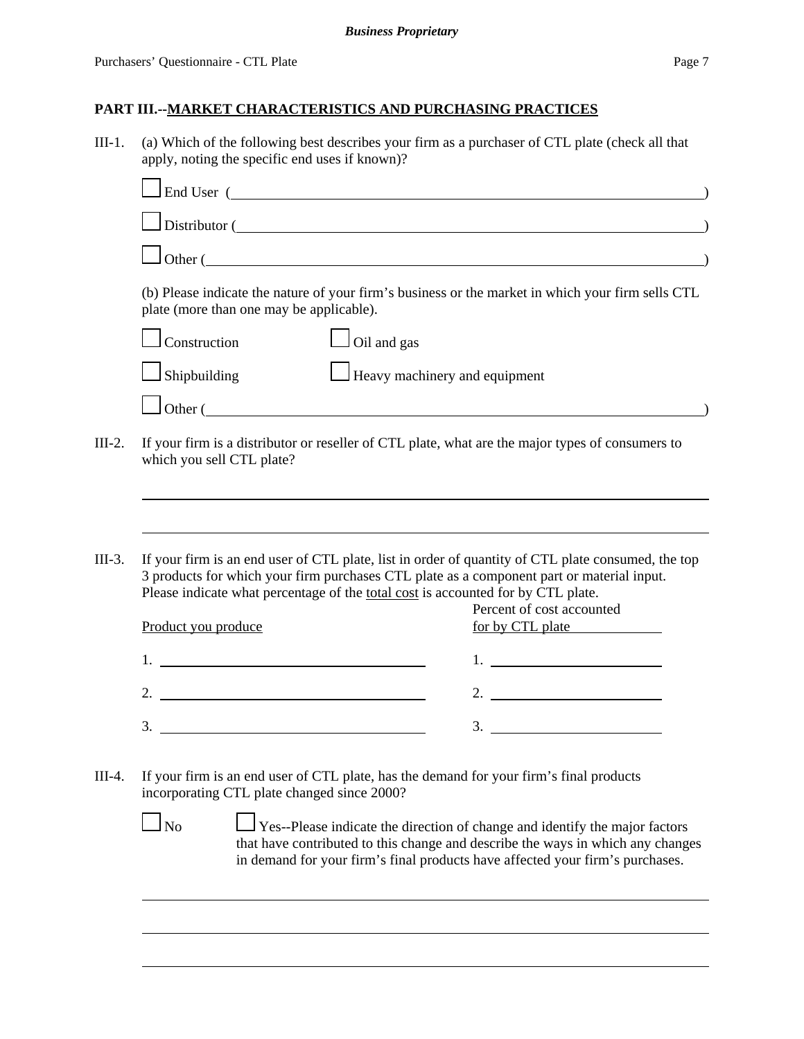## PART III.--MARKET CHARACTERISTICS AND PURCHASING PRACTICES

III-1. (a) Which of the following best describes your firm as a purchaser of CTL plate (check all that apply, noting the specific end uses if known)?

☐ End User ( ______________________________ )

☐ Distributor ( ______________________________ )

☐ Other ( ______________________________ )

(b) Please indicate the nature of your firm's business or the market in which your firm sells CTL plate (more than one may be applicable).

☐ Construction ☐ Oil and gas

☐ Shipbuilding ☐ Heavy machinery and equipment

☐ Other ( ______________________________ )

III-2. If your firm is a distributor or reseller of CTL plate, what are the major types of consumers to which you sell CTL plate?

______________________________

______________________________

III-3. If your firm is an end user of CTL plate, list in order of quantity of CTL plate consumed, the top 3 products for which your firm purchases CTL plate as a component part or material input. Please indicate what percentage of the total cost is accounted for by CTL plate.

| Product you produce | Percent of cost accounted for by CTL plate |
|---|---|
| 1. | 1. |
| 2. | 2. |
| 3. | 3. |

III-4. If your firm is an end user of CTL plate, has the demand for your firm's final products incorporating CTL plate changed since 2000?

☐ No ☐ Yes--Please indicate the direction of change and identify the major factors that have contributed to this change and describe the ways in which any changes in demand for your firm's final products have affected your firm's purchases.

______________________________

______________________________

______________________________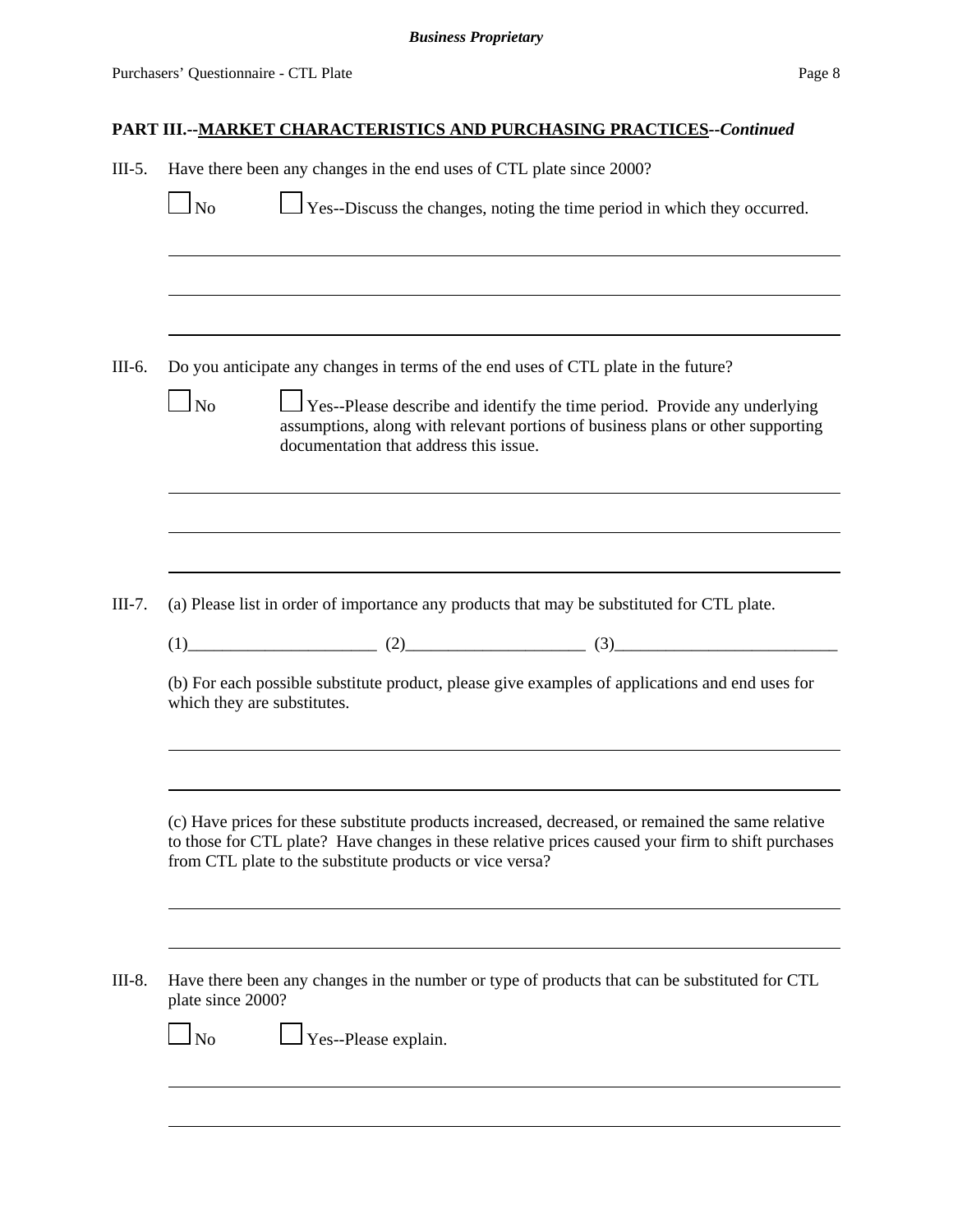**PART III.--MARKET CHARACTERISTICS AND PURCHASING PRACTICES--*Continued***

III-5. Have there been any changes in the end uses of CTL plate since 2000?

☐ No ☐ Yes--Discuss the changes, noting the time period in which they occurred.

III-6. Do you anticipate any changes in terms of the end uses of CTL plate in the future?

☐ No ☐ Yes--Please describe and identify the time period. Provide any underlying assumptions, along with relevant portions of business plans or other supporting documentation that address this issue.

III-7. (a) Please list in order of importance any products that may be substituted for CTL plate.

(1)______________________ (2)_____________________ (3)__________________________

(b) For each possible substitute product, please give examples of applications and end uses for which they are substitutes.

(c) Have prices for these substitute products increased, decreased, or remained the same relative to those for CTL plate? Have changes in these relative prices caused your firm to shift purchases from CTL plate to the substitute products or vice versa?

III-8. Have there been any changes in the number or type of products that can be substituted for CTL plate since 2000?

☐ No ☐ Yes--Please explain.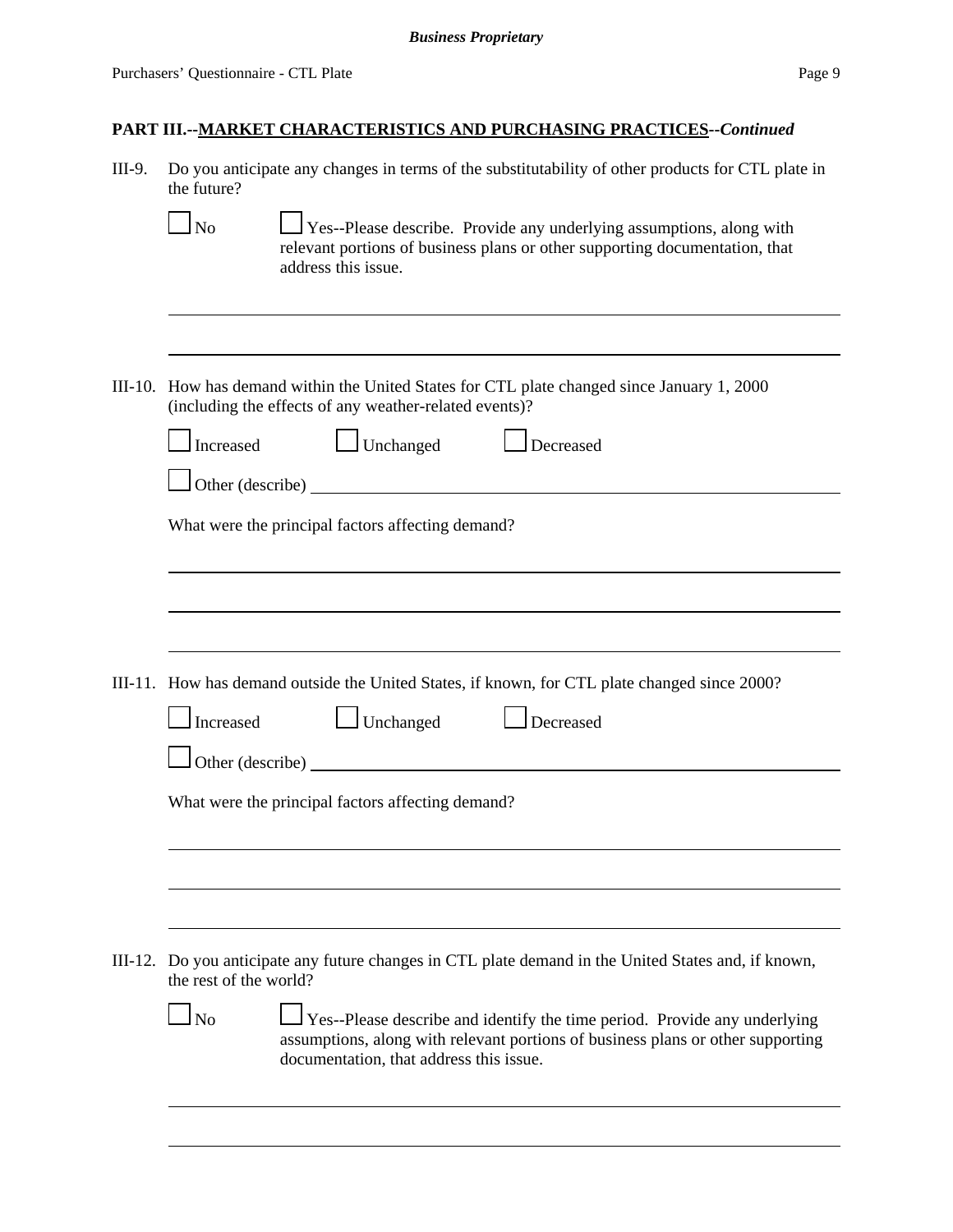**Business Proprietary**

Purchasers' Questionnaire - CTL Plate

## PART III.--MARKET CHARACTERISTICS AND PURCHASING PRACTICES--*Continued*

III-9. Do you anticipate any changes in terms of the substitutability of other products for CTL plate in the future?

☐ No ☐ Yes--Please describe. Provide any underlying assumptions, along with relevant portions of business plans or other supporting documentation, that address this issue.

______________________________________________________________________

______________________________________________________________________

III-10. How has demand within the United States for CTL plate changed since January 1, 2000 (including the effects of any weather-related events)?

☐ Increased ☐ Unchanged ☐ Decreased

☐ Other (describe) ______________________________________________________

What were the principal factors affecting demand?

______________________________________________________________________

______________________________________________________________________

______________________________________________________________________

III-11. How has demand outside the United States, if known, for CTL plate changed since 2000?

☐ Increased ☐ Unchanged ☐ Decreased

☐ Other (describe) ______________________________________________________

What were the principal factors affecting demand?

______________________________________________________________________

______________________________________________________________________

______________________________________________________________________

III-12. Do you anticipate any future changes in CTL plate demand in the United States and, if known, the rest of the world?

☐ No ☐ Yes--Please describe and identify the time period. Provide any underlying assumptions, along with relevant portions of business plans or other supporting documentation, that address this issue.

______________________________________________________________________

______________________________________________________________________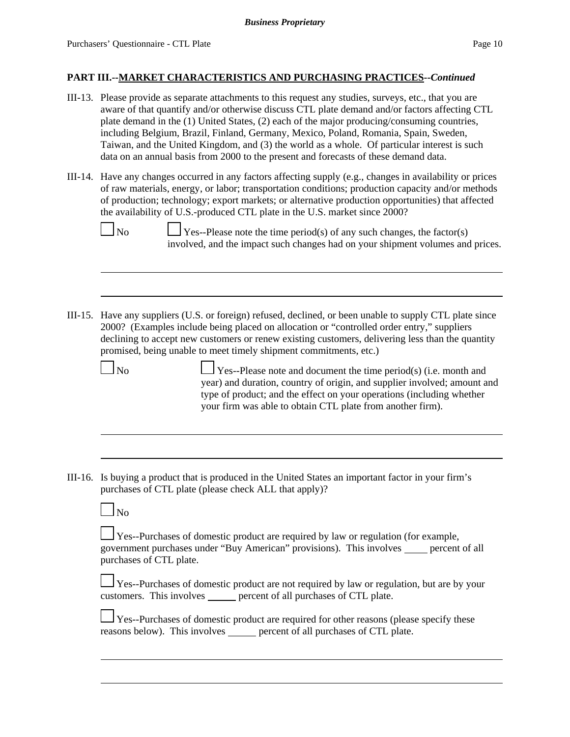**PART III.--MARKET CHARACTERISTICS AND PURCHASING PRACTICES--*Continued***

III-13. Please provide as separate attachments to this request any studies, surveys, etc., that you are aware of that quantify and/or otherwise discuss CTL plate demand and/or factors affecting CTL plate demand in the (1) United States, (2) each of the major producing/consuming countries, including Belgium, Brazil, Finland, Germany, Mexico, Poland, Romania, Spain, Sweden, Taiwan, and the United Kingdom, and (3) the world as a whole. Of particular interest is such data on an annual basis from 2000 to the present and forecasts of these demand data.

III-14. Have any changes occurred in any factors affecting supply (e.g., changes in availability or prices of raw materials, energy, or labor; transportation conditions; production capacity and/or methods of production; technology; export markets; or alternative production opportunities) that affected the availability of U.S.-produced CTL plate in the U.S. market since 2000?

☐ No ☐ Yes--Please note the time period(s) of any such changes, the factor(s) involved, and the impact such changes had on your shipment volumes and prices.

_______________________________________________

_______________________________________________

III-15. Have any suppliers (U.S. or foreign) refused, declined, or been unable to supply CTL plate since 2000? (Examples include being placed on allocation or "controlled order entry," suppliers declining to accept new customers or renew existing customers, delivering less than the quantity promised, being unable to meet timely shipment commitments, etc.)

☐ No ☐ Yes--Please note and document the time period(s) (i.e. month and year) and duration, country of origin, and supplier involved; amount and type of product; and the effect on your operations (including whether your firm was able to obtain CTL plate from another firm).

_______________________________________________

_______________________________________________

III-16. Is buying a product that is produced in the United States an important factor in your firm's purchases of CTL plate (please check ALL that apply)?

☐ No

☐ Yes--Purchases of domestic product are required by law or regulation (for example, government purchases under "Buy American" provisions). This involves ____ percent of all purchases of CTL plate.

☐ Yes--Purchases of domestic product are not required by law or regulation, but are by your customers. This involves _____ percent of all purchases of CTL plate.

☐ Yes--Purchases of domestic product are required for other reasons (please specify these reasons below). This involves _____ percent of all purchases of CTL plate.

_______________________________________________

_______________________________________________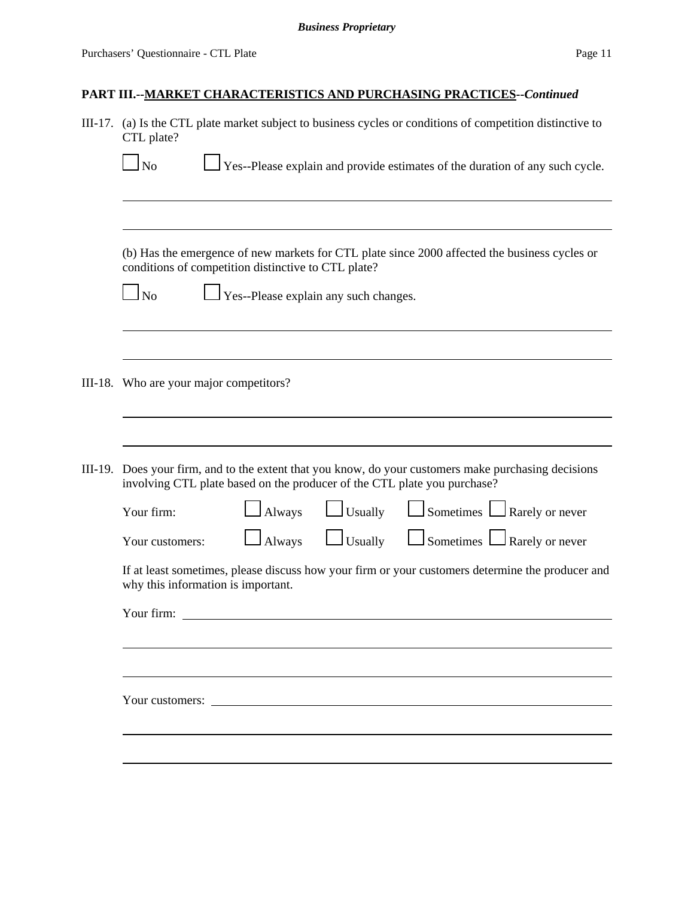*Business Proprietary*

## PART III.--MARKET CHARACTERISTICS AND PURCHASING PRACTICES--*Continued*

III-17. (a) Is the CTL plate market subject to business cycles or conditions of competition distinctive to CTL plate?

☐ No ☐ Yes--Please explain and provide estimates of the duration of any such cycle.

(b) Has the emergence of new markets for CTL plate since 2000 affected the business cycles or conditions of competition distinctive to CTL plate?

☐ No ☐ Yes--Please explain any such changes.

III-18. Who are your major competitors?

III-19. Does your firm, and to the extent that you know, do your customers make purchasing decisions involving CTL plate based on the producer of the CTL plate you purchase?

| | | | | |
|---|---|---|---|---|
| Your firm: | ☐ Always | ☐ Usually | ☐ Sometimes | ☐ Rarely or never |
| Your customers: | ☐ Always | ☐ Usually | ☐ Sometimes | ☐ Rarely or never |

If at least sometimes, please discuss how your firm or your customers determine the producer and why this information is important.

Your firm: \_\_\_\_\_\_\_\_\_\_\_\_\_\_\_\_\_\_\_\_\_\_\_\_\_\_\_\_\_\_

Your customers: \_\_\_\_\_\_\_\_\_\_\_\_\_\_\_\_\_\_\_\_\_\_\_\_\_\_\_\_\_\_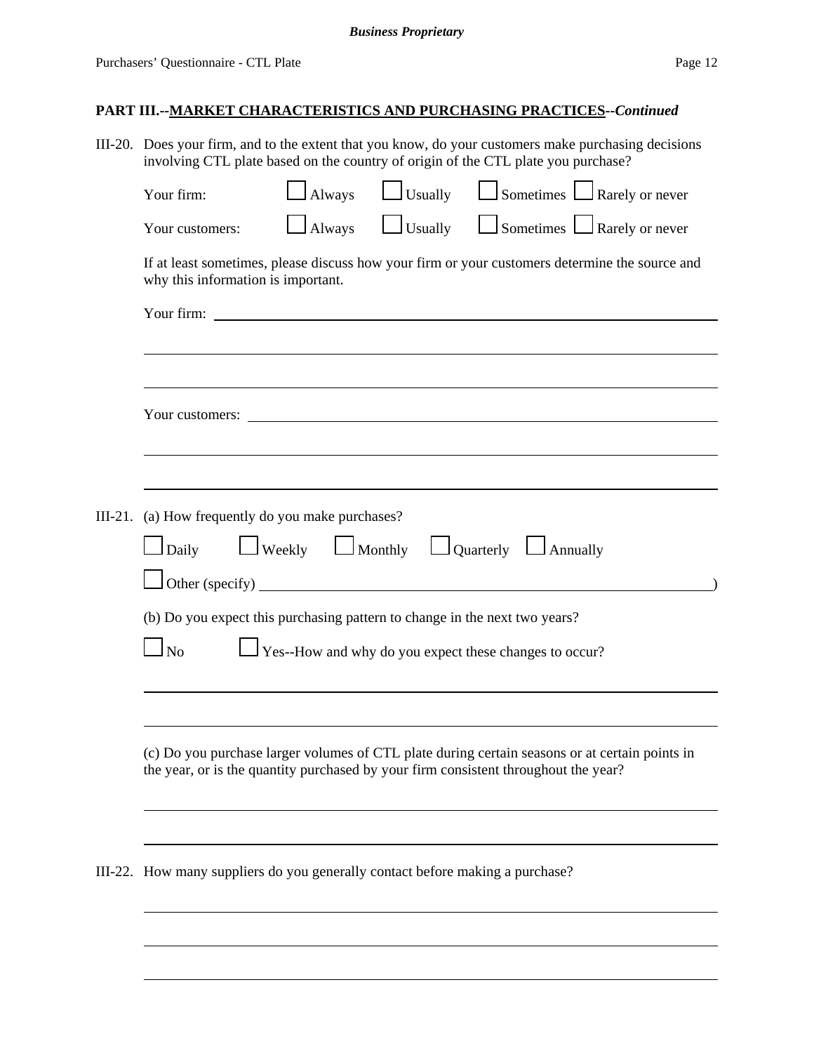**PART III.--MARKET CHARACTERISTICS AND PURCHASING PRACTICES--*Continued***

III-20. Does your firm, and to the extent that you know, do your customers make purchasing decisions involving CTL plate based on the country of origin of the CTL plate you purchase?

Your firm: ☐ Always ☐ Usually ☐ Sometimes ☐ Rarely or never

Your customers: ☐ Always ☐ Usually ☐ Sometimes ☐ Rarely or never

If at least sometimes, please discuss how your firm or your customers determine the source and why this information is important.

Your firm: ______________________________________________________________

______________________________________________________________

______________________________________________________________

Your customers: ______________________________________________________________

______________________________________________________________

______________________________________________________________

III-21. (a) How frequently do you make purchases?

☐ Daily ☐ Weekly ☐ Monthly ☐ Quarterly ☐ Annually

☐ Other (specify) ______________________________________________________________)

(b) Do you expect this purchasing pattern to change in the next two years?

☐ No ☐ Yes--How and why do you expect these changes to occur?

______________________________________________________________

______________________________________________________________

(c) Do you purchase larger volumes of CTL plate during certain seasons or at certain points in the year, or is the quantity purchased by your firm consistent throughout the year?

______________________________________________________________

______________________________________________________________

III-22. How many suppliers do you generally contact before making a purchase?

______________________________________________________________

______________________________________________________________

______________________________________________________________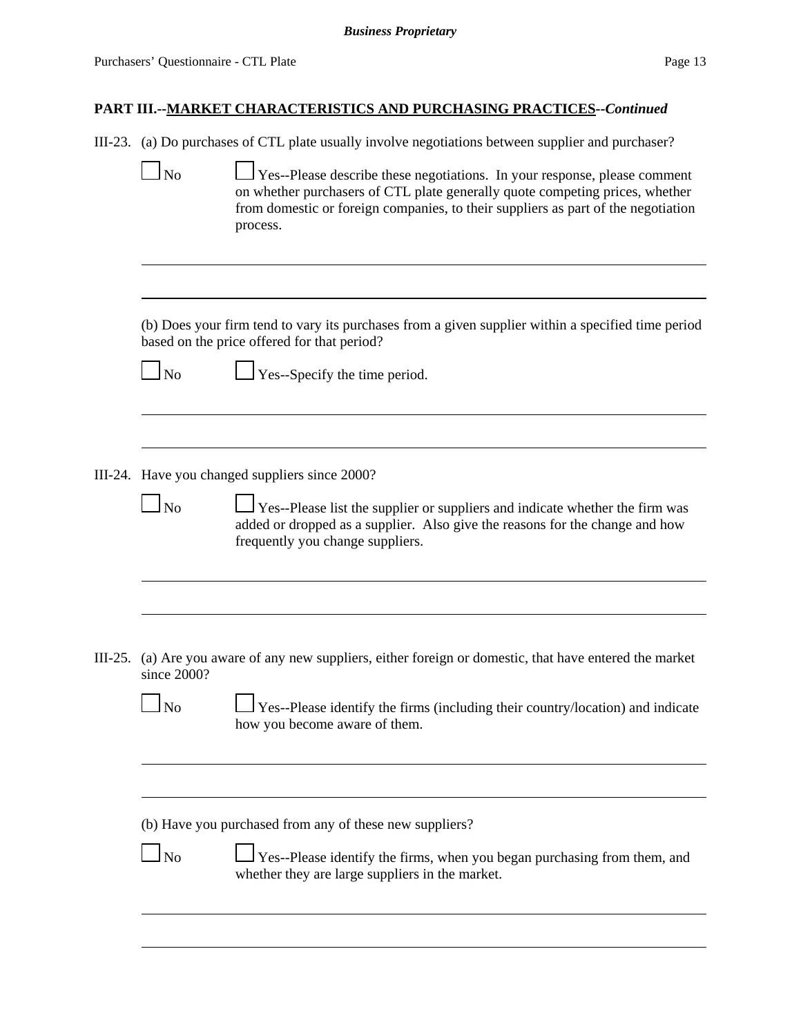## PART III.--MARKET CHARACTERISTICS AND PURCHASING PRACTICES--*Continued*

III-23. (a) Do purchases of CTL plate usually involve negotiations between supplier and purchaser?

☐ No ☐ Yes--Please describe these negotiations. In your response, please comment on whether purchasers of CTL plate generally quote competing prices, whether from domestic or foreign companies, to their suppliers as part of the negotiation process.

______________________________________________________________________

______________________________________________________________________

(b) Does your firm tend to vary its purchases from a given supplier within a specified time period based on the price offered for that period?

☐ No ☐ Yes--Specify the time period.

______________________________________________________________________

______________________________________________________________________

III-24. Have you changed suppliers since 2000?

☐ No ☐ Yes--Please list the supplier or suppliers and indicate whether the firm was added or dropped as a supplier. Also give the reasons for the change and how frequently you change suppliers.

______________________________________________________________________

______________________________________________________________________

III-25. (a) Are you aware of any new suppliers, either foreign or domestic, that have entered the market since 2000?

☐ No ☐ Yes--Please identify the firms (including their country/location) and indicate how you become aware of them.

______________________________________________________________________

______________________________________________________________________

(b) Have you purchased from any of these new suppliers?

☐ No ☐ Yes--Please identify the firms, when you began purchasing from them, and whether they are large suppliers in the market.

______________________________________________________________________

______________________________________________________________________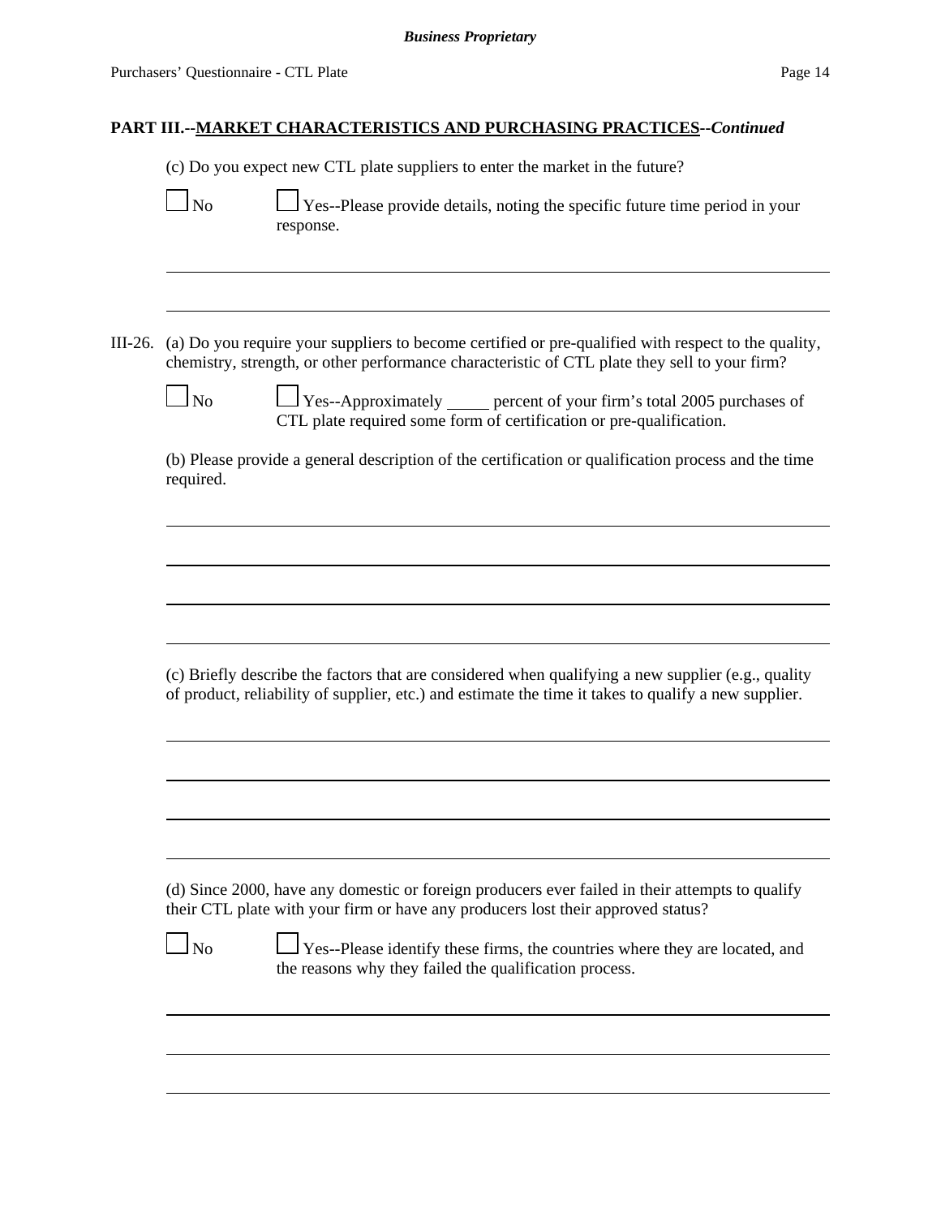**PART III.--MARKET CHARACTERISTICS AND PURCHASING PRACTICES--*Continued***

(c) Do you expect new CTL plate suppliers to enter the market in the future?

☐ No ☐ Yes--Please provide details, noting the specific future time period in your response.

---

---

III-26. (a) Do you require your suppliers to become certified or pre-qualified with respect to the quality, chemistry, strength, or other performance characteristic of CTL plate they sell to your firm?

☐ No ☐ Yes--Approximately _____ percent of your firm's total 2005 purchases of CTL plate required some form of certification or pre-qualification.

(b) Please provide a general description of the certification or qualification process and the time required.

---

---

---

---

(c) Briefly describe the factors that are considered when qualifying a new supplier (e.g., quality of product, reliability of supplier, etc.) and estimate the time it takes to qualify a new supplier.

---

---

---

---

(d) Since 2000, have any domestic or foreign producers ever failed in their attempts to qualify their CTL plate with your firm or have any producers lost their approved status?

☐ No ☐ Yes--Please identify these firms, the countries where they are located, and the reasons why they failed the qualification process.

---

---

---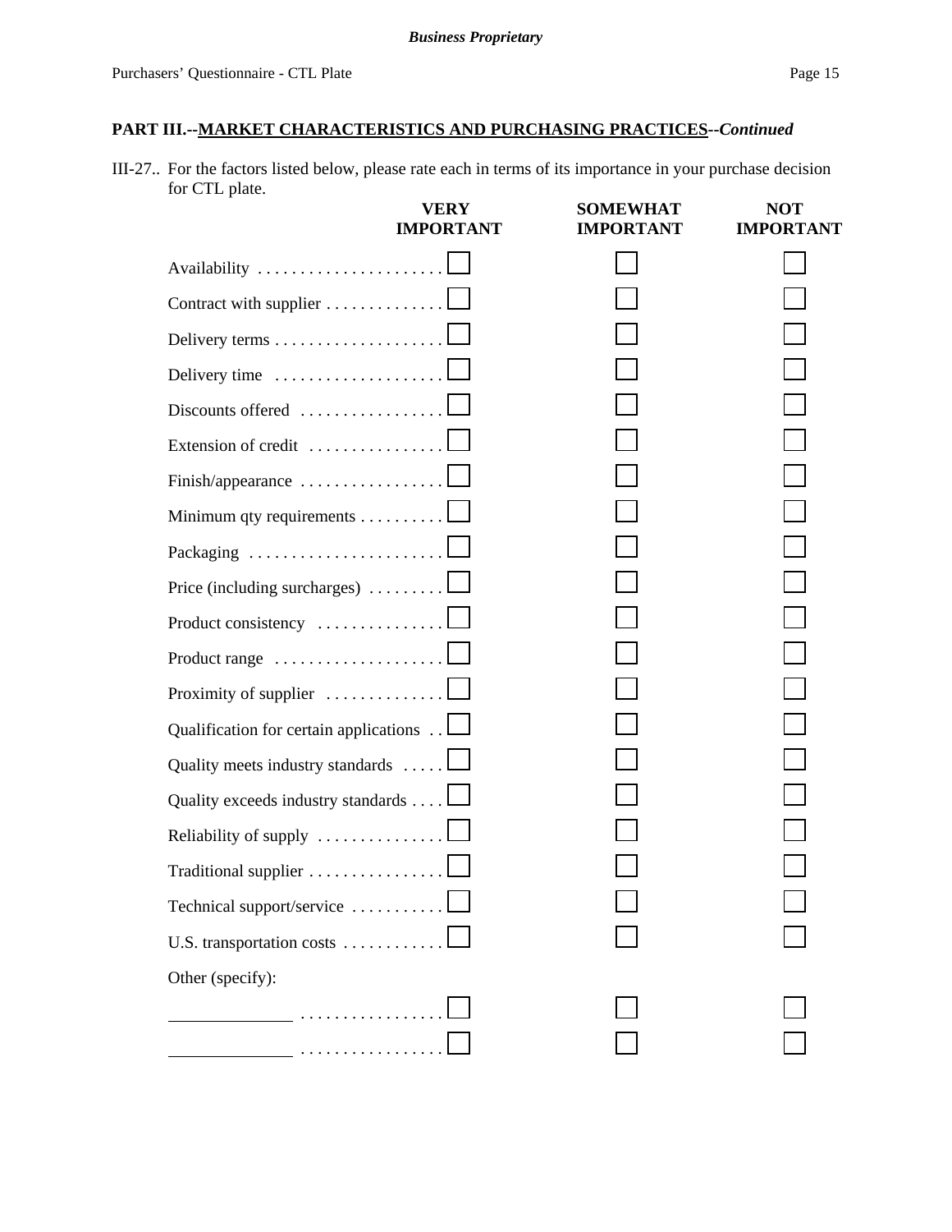**PART III.--MARKET CHARACTERISTICS AND PURCHASING PRACTICES--*Continued***

III-27.. For the factors listed below, please rate each in terms of its importance in your purchase decision for CTL plate.

| | VERY IMPORTANT | SOMEWHAT IMPORTANT | NOT IMPORTANT |
|---|---|---|---|
| Availability | ☐ | ☐ | ☐ |
| Contract with supplier | ☐ | ☐ | ☐ |
| Delivery terms | ☐ | ☐ | ☐ |
| Delivery time | ☐ | ☐ | ☐ |
| Discounts offered | ☐ | ☐ | ☐ |
| Extension of credit | ☐ | ☐ | ☐ |
| Finish/appearance | ☐ | ☐ | ☐ |
| Minimum qty requirements | ☐ | ☐ | ☐ |
| Packaging | ☐ | ☐ | ☐ |
| Price (including surcharges) | ☐ | ☐ | ☐ |
| Product consistency | ☐ | ☐ | ☐ |
| Product range | ☐ | ☐ | ☐ |
| Proximity of supplier | ☐ | ☐ | ☐ |
| Qualification for certain applications | ☐ | ☐ | ☐ |
| Quality meets industry standards | ☐ | ☐ | ☐ |
| Quality exceeds industry standards | ☐ | ☐ | ☐ |
| Reliability of supply | ☐ | ☐ | ☐ |
| Traditional supplier | ☐ | ☐ | ☐ |
| Technical support/service | ☐ | ☐ | ☐ |
| U.S. transportation costs | ☐ | ☐ | ☐ |
| Other (specify): | | | |
| ______________ | ☐ | ☐ | ☐ |
| ______________ | ☐ | ☐ | ☐ |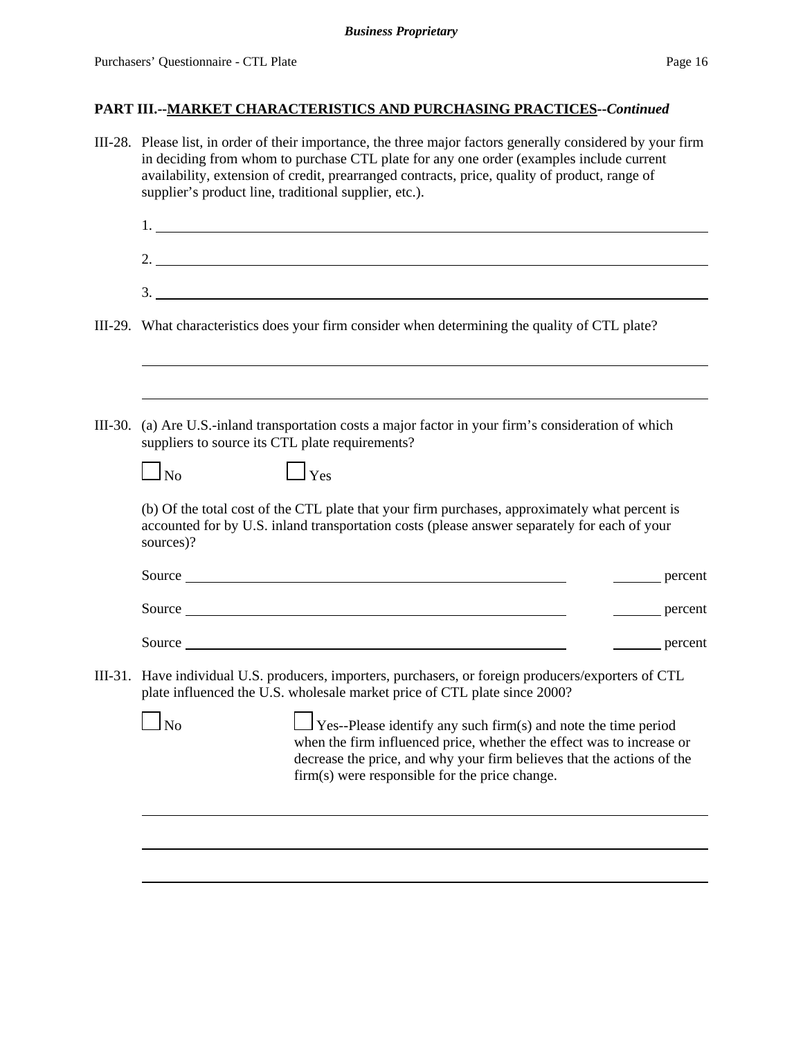## PART III.--MARKET CHARACTERISTICS AND PURCHASING PRACTICES--*Continued*

III-28. Please list, in order of their importance, the three major factors generally considered by your firm in deciding from whom to purchase CTL plate for any one order (examples include current availability, extension of credit, prearranged contracts, price, quality of product, range of supplier's product line, traditional supplier, etc.).

1. ______________________________

2. ______________________________

3. ______________________________

III-29. What characteristics does your firm consider when determining the quality of CTL plate?

______________________________

______________________________

III-30. (a) Are U.S.-inland transportation costs a major factor in your firm's consideration of which suppliers to source its CTL plate requirements?

☐ No ☐ Yes

(b) Of the total cost of the CTL plate that your firm purchases, approximately what percent is accounted for by U.S. inland transportation costs (please answer separately for each of your sources)?

Source ______________________________ ______ percent

Source ______________________________ ______ percent

Source ______________________________ ______ percent

III-31. Have individual U.S. producers, importers, purchasers, or foreign producers/exporters of CTL plate influenced the U.S. wholesale market price of CTL plate since 2000?

☐ No ☐ Yes--Please identify any such firm(s) and note the time period when the firm influenced price, whether the effect was to increase or decrease the price, and why your firm believes that the actions of the firm(s) were responsible for the price change.

______________________________

______________________________

______________________________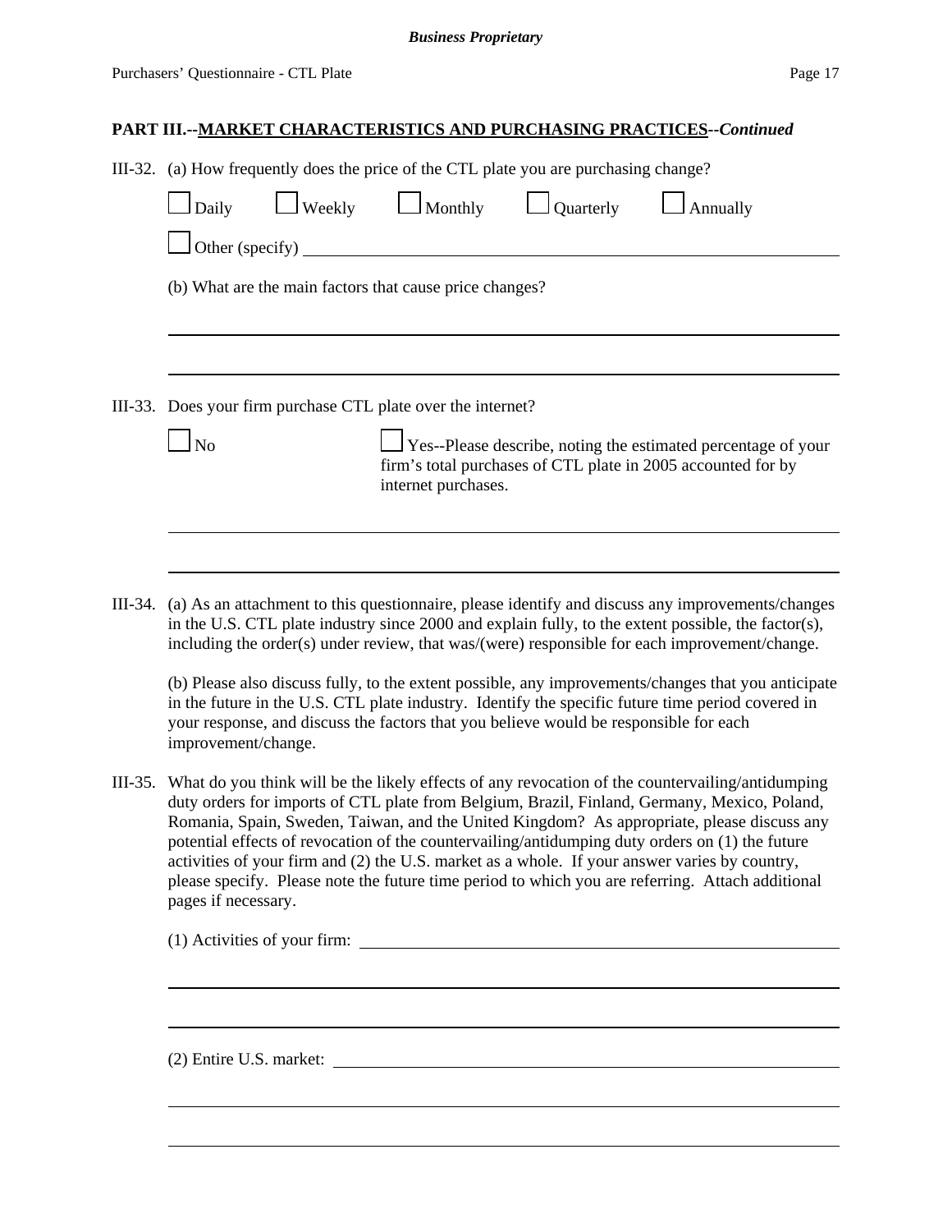**PART III.--MARKET CHARACTERISTICS AND PURCHASING PRACTICES--*Continued***

III-32. (a) How frequently does the price of the CTL plate you are purchasing change?

☐ Daily ☐ Weekly ☐ Monthly ☐ Quarterly ☐ Annually

☐ Other (specify) ______________________________

(b) What are the main factors that cause price changes?

______________________________

______________________________

III-33. Does your firm purchase CTL plate over the internet?

☐ No

☐ Yes--Please describe, noting the estimated percentage of your firm's total purchases of CTL plate in 2005 accounted for by internet purchases.

______________________________

______________________________

III-34. (a) As an attachment to this questionnaire, please identify and discuss any improvements/changes in the U.S. CTL plate industry since 2000 and explain fully, to the extent possible, the factor(s), including the order(s) under review, that was/(were) responsible for each improvement/change.

(b) Please also discuss fully, to the extent possible, any improvements/changes that you anticipate in the future in the U.S. CTL plate industry. Identify the specific future time period covered in your response, and discuss the factors that you believe would be responsible for each improvement/change.

III-35. What do you think will be the likely effects of any revocation of the countervailing/antidumping duty orders for imports of CTL plate from Belgium, Brazil, Finland, Germany, Mexico, Poland, Romania, Spain, Sweden, Taiwan, and the United Kingdom? As appropriate, please discuss any potential effects of revocation of the countervailing/antidumping duty orders on (1) the future activities of your firm and (2) the U.S. market as a whole. If your answer varies by country, please specify. Please note the future time period to which you are referring. Attach additional pages if necessary.

(1) Activities of your firm: ______________________________

______________________________

______________________________

(2) Entire U.S. market: ______________________________

______________________________

______________________________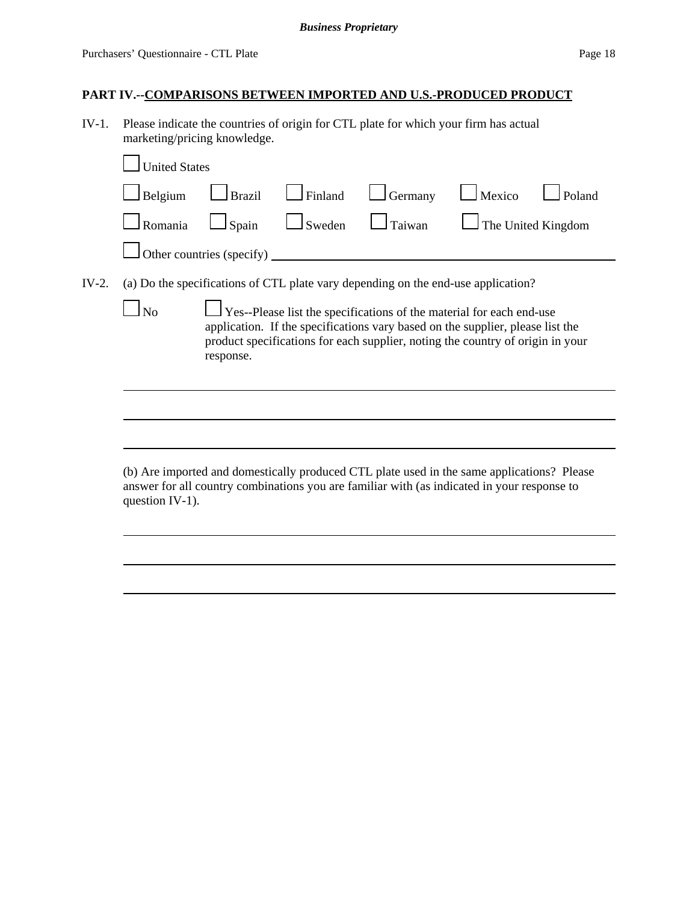## PART IV.--COMPARISONS BETWEEN IMPORTED AND U.S.-PRODUCED PRODUCT

IV-1. Please indicate the countries of origin for CTL plate for which your firm has actual marketing/pricing knowledge.

☐ United States

☐ Belgium ☐ Brazil ☐ Finland ☐ Germany ☐ Mexico ☐ Poland

☐ Romania ☐ Spain ☐ Sweden ☐ Taiwan ☐ The United Kingdom

☐ Other countries (specify) ____________________

IV-2. (a) Do the specifications of CTL plate vary depending on the end-use application?

☐ No ☐ Yes--Please list the specifications of the material for each end-use application. If the specifications vary based on the supplier, please list the product specifications for each supplier, noting the country of origin in your response.

____________________

____________________

____________________

(b) Are imported and domestically produced CTL plate used in the same applications? Please answer for all country combinations you are familiar with (as indicated in your response to question IV-1).

____________________

____________________

____________________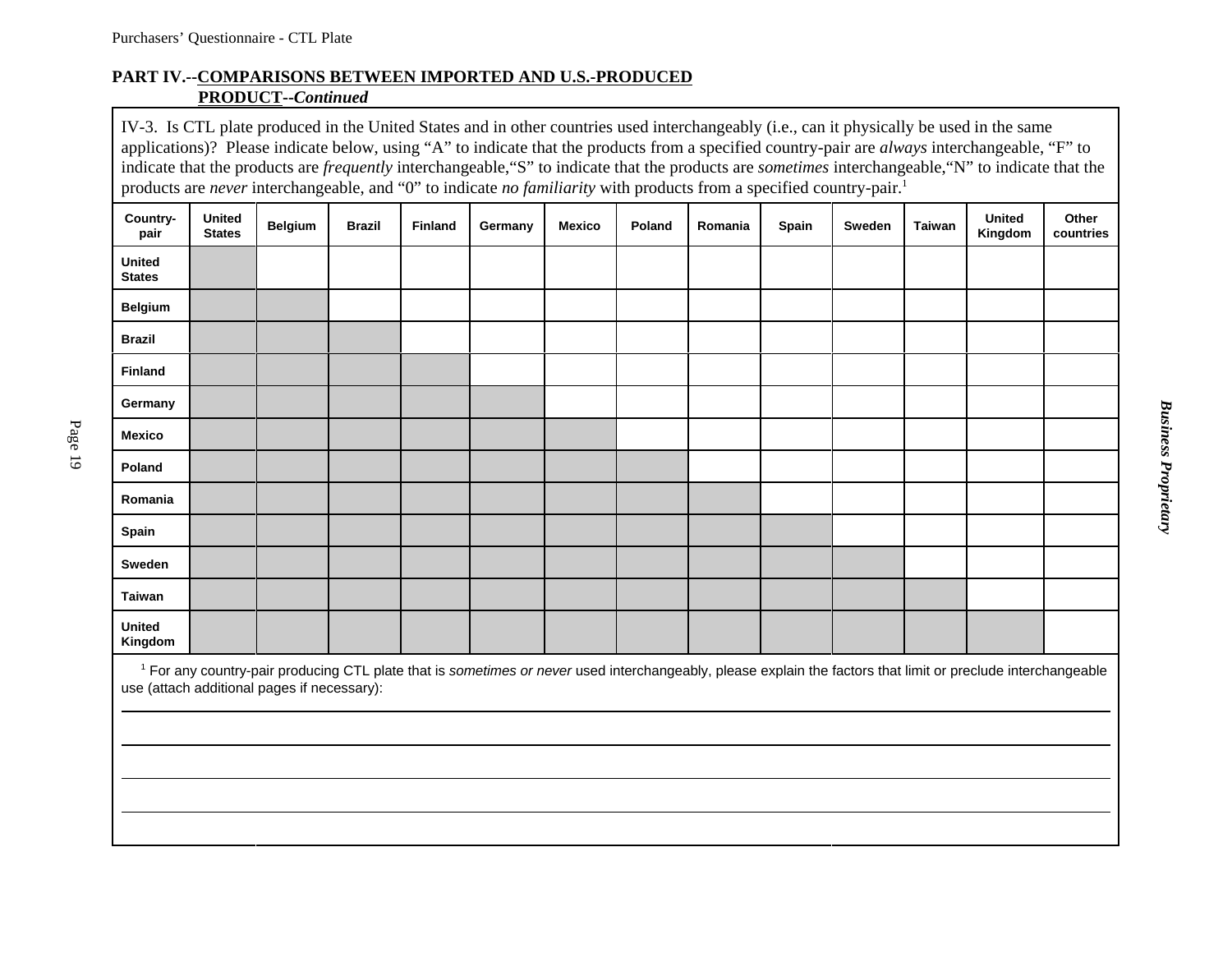## PART IV.--COMPARISONS BETWEEN IMPORTED AND U.S.-PRODUCED PRODUCT--*Continued*

IV-3. Is CTL plate produced in the United States and in other countries used interchangeably (i.e., can it physically be used in the same applications)? Please indicate below, using "A" to indicate that the products from a specified country-pair are *always* interchangeable, "F" to indicate that the products are *frequently* interchangeable, "S" to indicate that the products are *sometimes* interchangeable, "N" to indicate that the products are *never* interchangeable, and "0" to indicate *no familiarity* with products from a specified country-pair.[1]

| Country-pair | United States | Belgium | Brazil | Finland | Germany | Mexico | Poland | Romania | Spain | Sweden | Taiwan | United Kingdom | Other countries |
|---|---|---|---|---|---|---|---|---|---|---|---|---|---|
| United States | | | | | | | | | | | | | |
| Belgium | | | | | | | | | | | | | |
| Brazil | | | | | | | | | | | | | |
| Finland | | | | | | | | | | | | | |
| Germany | | | | | | | | | | | | | |
| Mexico | | | | | | | | | | | | | |
| Poland | | | | | | | | | | | | | |
| Romania | | | | | | | | | | | | | |
| Spain | | | | | | | | | | | | | |
| Sweden | | | | | | | | | | | | | |
| Taiwan | | | | | | | | | | | | | |
| United Kingdom | | | | | | | | | | | | | |

[1] For any country-pair producing CTL plate that is *sometimes or never* used interchangeably, please explain the factors that limit or preclude interchangeable use (attach additional pages if necessary):

______________________________________________________________________

______________________________________________________________________

______________________________________________________________________

______________________________________________________________________

**_Business Proprietary_**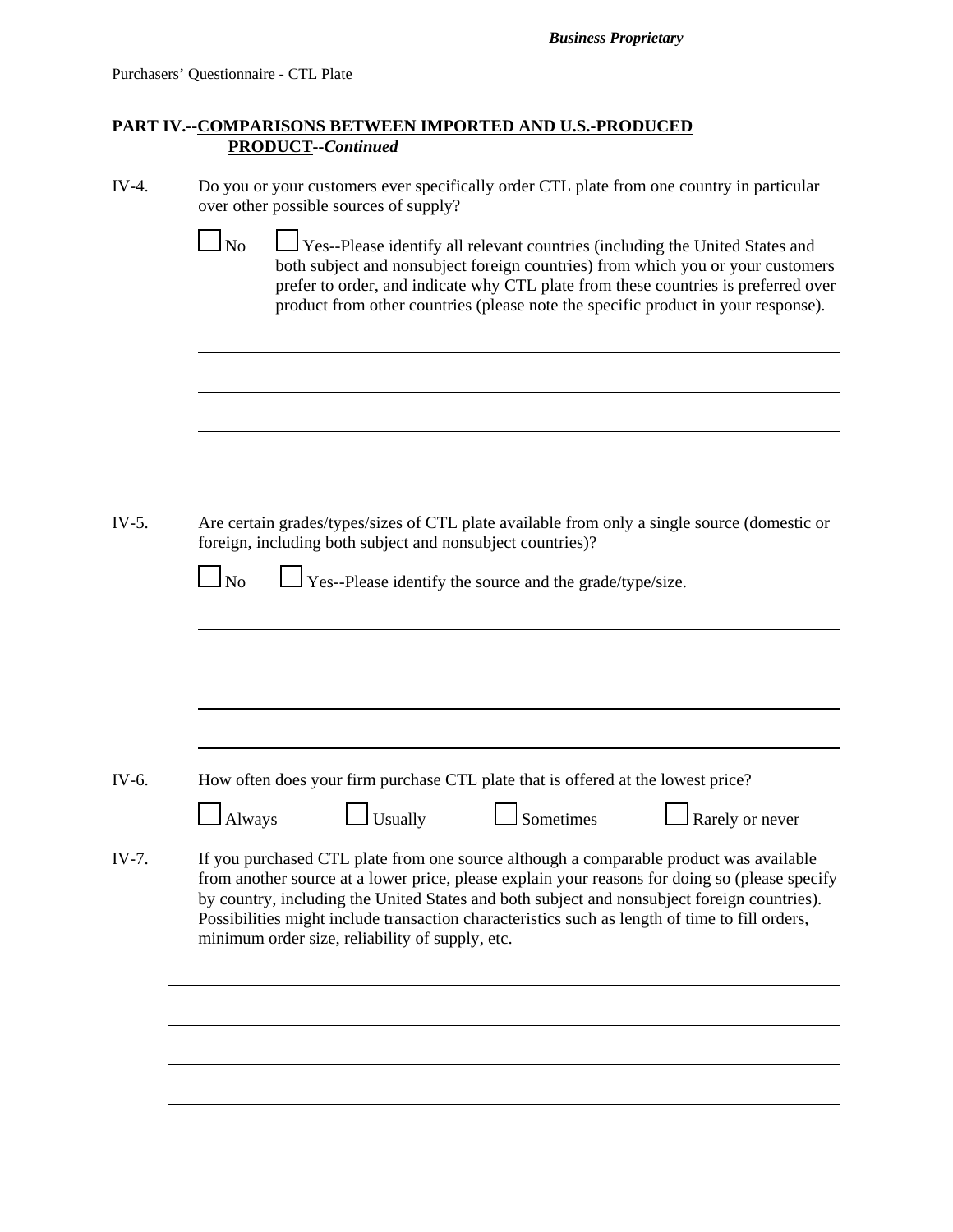## PART IV.--COMPARISONS BETWEEN IMPORTED AND U.S.-PRODUCED PRODUCT--*Continued*

IV-4. Do you or your customers ever specifically order CTL plate from one country in particular over other possible sources of supply?

☐ No ☐ Yes--Please identify all relevant countries (including the United States and both subject and nonsubject foreign countries) from which you or your customers prefer to order, and indicate why CTL plate from these countries is preferred over product from other countries (please note the specific product in your response).

\_\_\_\_\_\_\_\_\_\_\_\_\_\_\_\_\_\_\_\_\_\_\_\_\_\_\_\_\_\_\_\_\_\_\_\_\_\_\_\_\_\_\_\_\_\_\_\_\_\_\_\_\_\_\_\_\_\_\_\_

\_\_\_\_\_\_\_\_\_\_\_\_\_\_\_\_\_\_\_\_\_\_\_\_\_\_\_\_\_\_\_\_\_\_\_\_\_\_\_\_\_\_\_\_\_\_\_\_\_\_\_\_\_\_\_\_\_\_\_\_

\_\_\_\_\_\_\_\_\_\_\_\_\_\_\_\_\_\_\_\_\_\_\_\_\_\_\_\_\_\_\_\_\_\_\_\_\_\_\_\_\_\_\_\_\_\_\_\_\_\_\_\_\_\_\_\_\_\_\_\_

\_\_\_\_\_\_\_\_\_\_\_\_\_\_\_\_\_\_\_\_\_\_\_\_\_\_\_\_\_\_\_\_\_\_\_\_\_\_\_\_\_\_\_\_\_\_\_\_\_\_\_\_\_\_\_\_\_\_\_\_

IV-5. Are certain grades/types/sizes of CTL plate available from only a single source (domestic or foreign, including both subject and nonsubject countries)?

☐ No ☐ Yes--Please identify the source and the grade/type/size.

\_\_\_\_\_\_\_\_\_\_\_\_\_\_\_\_\_\_\_\_\_\_\_\_\_\_\_\_\_\_\_\_\_\_\_\_\_\_\_\_\_\_\_\_\_\_\_\_\_\_\_\_\_\_\_\_\_\_\_\_

\_\_\_\_\_\_\_\_\_\_\_\_\_\_\_\_\_\_\_\_\_\_\_\_\_\_\_\_\_\_\_\_\_\_\_\_\_\_\_\_\_\_\_\_\_\_\_\_\_\_\_\_\_\_\_\_\_\_\_\_

\_\_\_\_\_\_\_\_\_\_\_\_\_\_\_\_\_\_\_\_\_\_\_\_\_\_\_\_\_\_\_\_\_\_\_\_\_\_\_\_\_\_\_\_\_\_\_\_\_\_\_\_\_\_\_\_\_\_\_\_

\_\_\_\_\_\_\_\_\_\_\_\_\_\_\_\_\_\_\_\_\_\_\_\_\_\_\_\_\_\_\_\_\_\_\_\_\_\_\_\_\_\_\_\_\_\_\_\_\_\_\_\_\_\_\_\_\_\_\_\_

IV-6. How often does your firm purchase CTL plate that is offered at the lowest price?

☐ Always ☐ Usually ☐ Sometimes ☐ Rarely or never

IV-7. If you purchased CTL plate from one source although a comparable product was available from another source at a lower price, please explain your reasons for doing so (please specify by country, including the United States and both subject and nonsubject foreign countries). Possibilities might include transaction characteristics such as length of time to fill orders, minimum order size, reliability of supply, etc.

\_\_\_\_\_\_\_\_\_\_\_\_\_\_\_\_\_\_\_\_\_\_\_\_\_\_\_\_\_\_\_\_\_\_\_\_\_\_\_\_\_\_\_\_\_\_\_\_\_\_\_\_\_\_\_\_\_\_\_\_

\_\_\_\_\_\_\_\_\_\_\_\_\_\_\_\_\_\_\_\_\_\_\_\_\_\_\_\_\_\_\_\_\_\_\_\_\_\_\_\_\_\_\_\_\_\_\_\_\_\_\_\_\_\_\_\_\_\_\_\_

\_\_\_\_\_\_\_\_\_\_\_\_\_\_\_\_\_\_\_\_\_\_\_\_\_\_\_\_\_\_\_\_\_\_\_\_\_\_\_\_\_\_\_\_\_\_\_\_\_\_\_\_\_\_\_\_\_\_\_\_

\_\_\_\_\_\_\_\_\_\_\_\_\_\_\_\_\_\_\_\_\_\_\_\_\_\_\_\_\_\_\_\_\_\_\_\_\_\_\_\_\_\_\_\_\_\_\_\_\_\_\_\_\_\_\_\_\_\_\_\_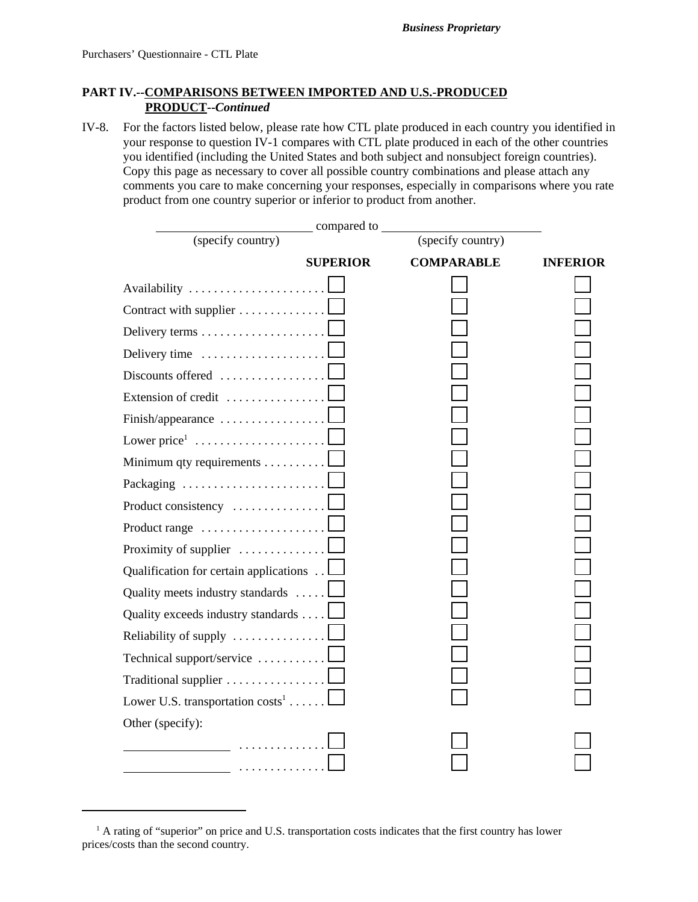**PART IV.--COMPARISONS BETWEEN IMPORTED AND U.S.-PRODUCED PRODUCT--*Continued***

IV-8. For the factors listed below, please rate how CTL plate produced in each country you identified in your response to question IV-1 compares with CTL plate produced in each of the other countries you identified (including the United States and both subject and nonsubject foreign countries). Copy this page as necessary to cover all possible country combinations and please attach any comments you care to make concerning your responses, especially in comparisons where you rate product from one country superior or inferior to product from another.

\_\_\_\_\_\_\_\_\_\_\_\_\_\_\_\_\_\_\_\_ compared to \_\_\_\_\_\_\_\_\_\_\_\_\_\_\_\_\_\_\_\_
(specify country) (specify country)

| | SUPERIOR | COMPARABLE | INFERIOR |
|---|---|---|---|
| Availability | ☐ | ☐ | ☐ |
| Contract with supplier | ☐ | ☐ | ☐ |
| Delivery terms | ☐ | ☐ | ☐ |
| Delivery time | ☐ | ☐ | ☐ |
| Discounts offered | ☐ | ☐ | ☐ |
| Extension of credit | ☐ | ☐ | ☐ |
| Finish/appearance | ☐ | ☐ | ☐ |
| Lower price[1] | ☐ | ☐ | ☐ |
| Minimum qty requirements | ☐ | ☐ | ☐ |
| Packaging | ☐ | ☐ | ☐ |
| Product consistency | ☐ | ☐ | ☐ |
| Product range | ☐ | ☐ | ☐ |
| Proximity of supplier | ☐ | ☐ | ☐ |
| Qualification for certain applications | ☐ | ☐ | ☐ |
| Quality meets industry standards | ☐ | ☐ | ☐ |
| Quality exceeds industry standards | ☐ | ☐ | ☐ |
| Reliability of supply | ☐ | ☐ | ☐ |
| Technical support/service | ☐ | ☐ | ☐ |
| Traditional supplier | ☐ | ☐ | ☐ |
| Lower U.S. transportation costs[1] | ☐ | ☐ | ☐ |
| Other (specify): | | | |
| \_\_\_\_\_\_\_\_\_\_\_\_\_\_\_\_ | ☐ | ☐ | ☐ |
| \_\_\_\_\_\_\_\_\_\_\_\_\_\_\_\_ | ☐ | ☐ | ☐ |

[1] A rating of "superior" on price and U.S. transportation costs indicates that the first country has lower prices/costs than the second country.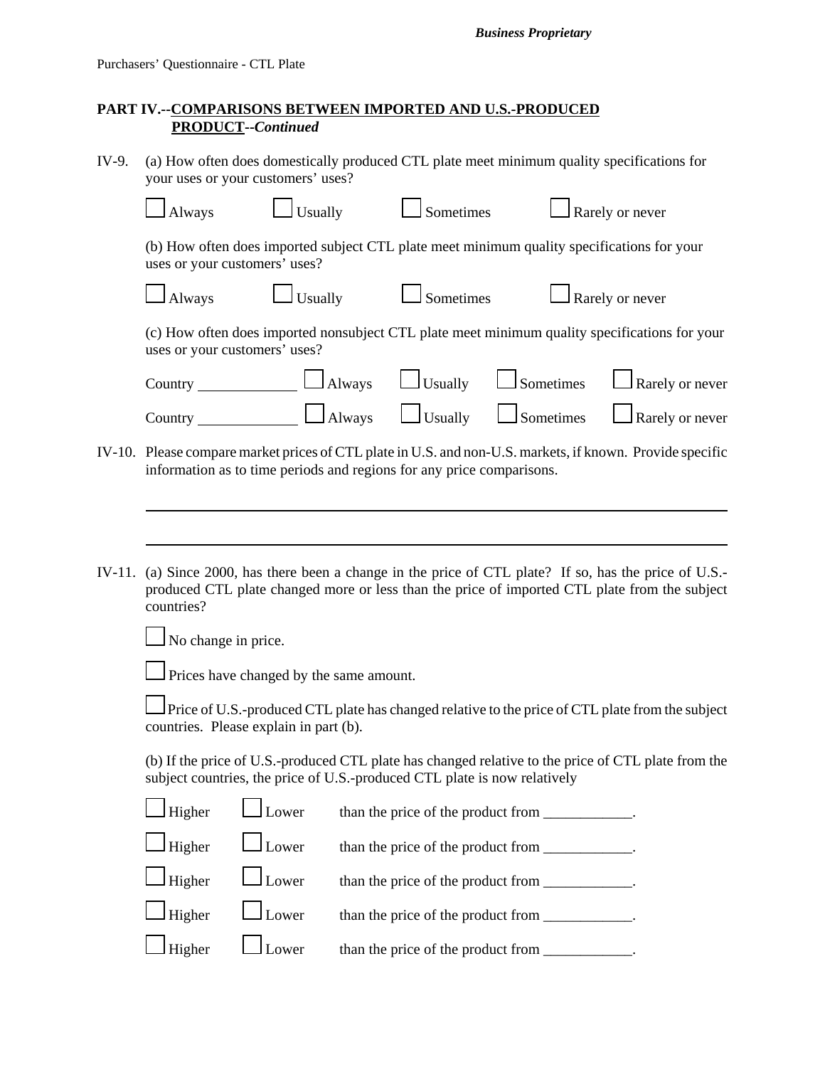## PART IV.--COMPARISONS BETWEEN IMPORTED AND U.S.-PRODUCED PRODUCT--*Continued*

IV-9. (a) How often does domestically produced CTL plate meet minimum quality specifications for your uses or your customers' uses?

☐ Always ☐ Usually ☐ Sometimes ☐ Rarely or never

(b) How often does imported subject CTL plate meet minimum quality specifications for your uses or your customers' uses?

☐ Always ☐ Usually ☐ Sometimes ☐ Rarely or never

(c) How often does imported nonsubject CTL plate meet minimum quality specifications for your uses or your customers' uses?

Country ____________ ☐ Always ☐ Usually ☐ Sometimes ☐ Rarely or never

Country ____________ ☐ Always ☐ Usually ☐ Sometimes ☐ Rarely or never

IV-10. Please compare market prices of CTL plate in U.S. and non-U.S. markets, if known. Provide specific information as to time periods and regions for any price comparisons.

_______________________________________________________________________________

_______________________________________________________________________________

IV-11. (a) Since 2000, has there been a change in the price of CTL plate? If so, has the price of U.S.-produced CTL plate changed more or less than the price of imported CTL plate from the subject countries?

☐ No change in price.

☐ Prices have changed by the same amount.

☐ Price of U.S.-produced CTL plate has changed relative to the price of CTL plate from the subject countries. Please explain in part (b).

(b) If the price of U.S.-produced CTL plate has changed relative to the price of CTL plate from the subject countries, the price of U.S.-produced CTL plate is now relatively

☐ Higher ☐ Lower than the price of the product from ____________.

☐ Higher ☐ Lower than the price of the product from ____________.

☐ Higher ☐ Lower than the price of the product from ____________.

☐ Higher ☐ Lower than the price of the product from ____________.

☐ Higher ☐ Lower than the price of the product from ____________.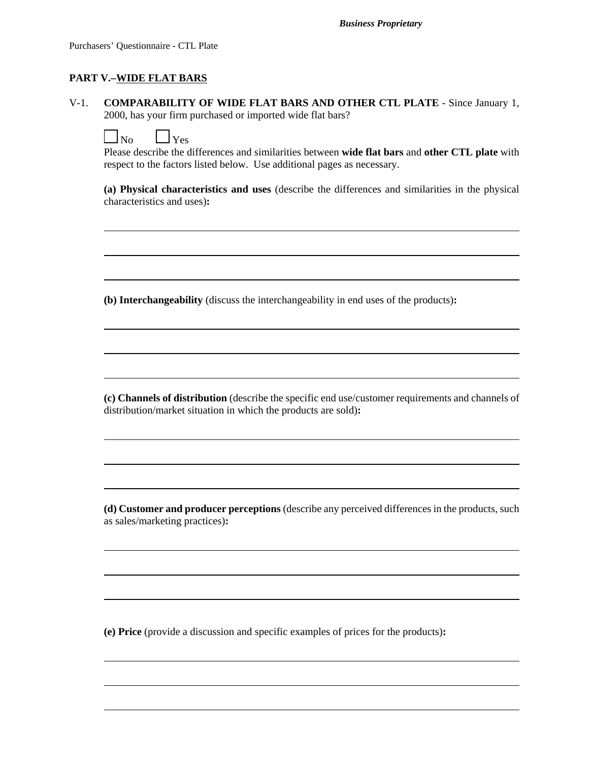## PART V.–WIDE FLAT BARS

V-1. **COMPARABILITY OF WIDE FLAT BARS AND OTHER CTL PLATE** - Since January 1, 2000, has your firm purchased or imported wide flat bars?

☐ No ☐ Yes

Please describe the differences and similarities between **wide flat bars** and **other CTL plate** with respect to the factors listed below. Use additional pages as necessary.

**(a) Physical characteristics and uses** (describe the differences and similarities in the physical characteristics and uses)**:**

______________________________________________________________________________

______________________________________________________________________________

______________________________________________________________________________

**(b) Interchangeability** (discuss the interchangeability in end uses of the products)**:**

______________________________________________________________________________

______________________________________________________________________________

______________________________________________________________________________

**(c) Channels of distribution** (describe the specific end use/customer requirements and channels of distribution/market situation in which the products are sold)**:**

______________________________________________________________________________

______________________________________________________________________________

______________________________________________________________________________

**(d) Customer and producer perceptions** (describe any perceived differences in the products, such as sales/marketing practices)**:**

______________________________________________________________________________

______________________________________________________________________________

______________________________________________________________________________

**(e) Price** (provide a discussion and specific examples of prices for the products)**:**

______________________________________________________________________________

______________________________________________________________________________

______________________________________________________________________________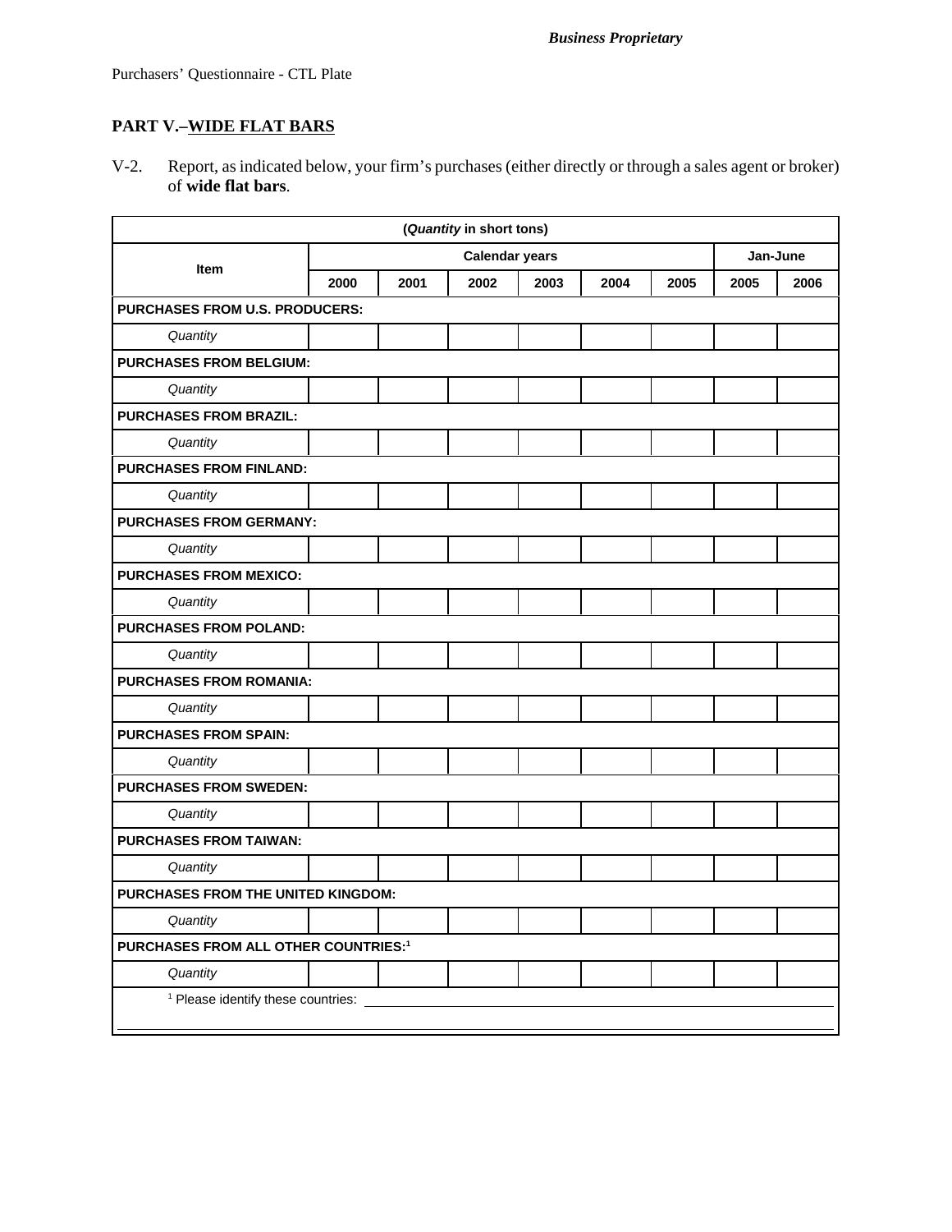Purchasers' Questionnaire - CTL Plate

## PART V.–WIDE FLAT BARS

V-2. Report, as indicated below, your firm's purchases (either directly or through a sales agent or broker) of **wide flat bars**.

| (*Quantity* in short tons) | | | | | | | | |
|---|---|---|---|---|---|---|---|---|
| Item | Calendar years | | | | | | Jan-June | |
| | 2000 | 2001 | 2002 | 2003 | 2004 | 2005 | 2005 | 2006 |
| **PURCHASES FROM U.S. PRODUCERS:** | | | | | | | | |
| *Quantity* | | | | | | | | |
| **PURCHASES FROM BELGIUM:** | | | | | | | | |
| *Quantity* | | | | | | | | |
| **PURCHASES FROM BRAZIL:** | | | | | | | | |
| *Quantity* | | | | | | | | |
| **PURCHASES FROM FINLAND:** | | | | | | | | |
| *Quantity* | | | | | | | | |
| **PURCHASES FROM GERMANY:** | | | | | | | | |
| *Quantity* | | | | | | | | |
| **PURCHASES FROM MEXICO:** | | | | | | | | |
| *Quantity* | | | | | | | | |
| **PURCHASES FROM POLAND:** | | | | | | | | |
| *Quantity* | | | | | | | | |
| **PURCHASES FROM ROMANIA:** | | | | | | | | |
| *Quantity* | | | | | | | | |
| **PURCHASES FROM SPAIN:** | | | | | | | | |
| *Quantity* | | | | | | | | |
| **PURCHASES FROM SWEDEN:** | | | | | | | | |
| *Quantity* | | | | | | | | |
| **PURCHASES FROM TAIWAN:** | | | | | | | | |
| *Quantity* | | | | | | | | |
| **PURCHASES FROM THE UNITED KINGDOM:** | | | | | | | | |
| *Quantity* | | | | | | | | |
| **PURCHASES FROM ALL OTHER COUNTRIES:**[1] | | | | | | | | |
| *Quantity* | | | | | | | | |

[1] Please identify these countries: ______________________________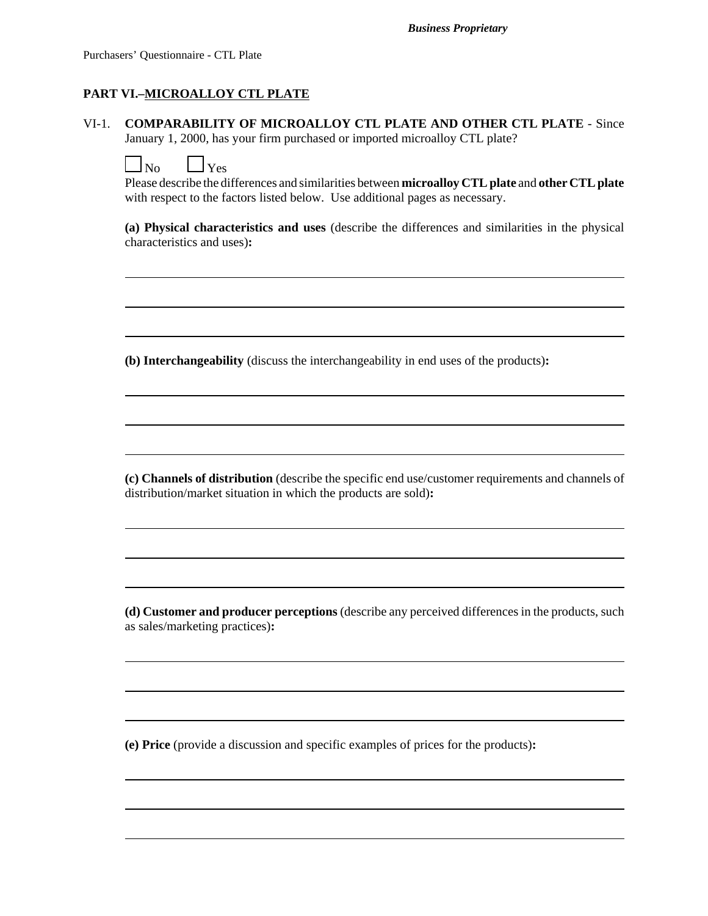## PART VI.–MICROALLOY CTL PLATE

VI-1. **COMPARABILITY OF MICROALLOY CTL PLATE AND OTHER CTL PLATE** - Since January 1, 2000, has your firm purchased or imported microalloy CTL plate?

☐ No ☐ Yes

Please describe the differences and similarities between **microalloy CTL plate** and **other CTL plate** with respect to the factors listed below. Use additional pages as necessary.

**(a) Physical characteristics and uses** (describe the differences and similarities in the physical characteristics and uses)**:**

______________________________________________________________________

______________________________________________________________________

______________________________________________________________________

**(b) Interchangeability** (discuss the interchangeability in end uses of the products)**:**

______________________________________________________________________

______________________________________________________________________

______________________________________________________________________

**(c) Channels of distribution** (describe the specific end use/customer requirements and channels of distribution/market situation in which the products are sold)**:**

______________________________________________________________________

______________________________________________________________________

______________________________________________________________________

**(d) Customer and producer perceptions** (describe any perceived differences in the products, such as sales/marketing practices)**:**

______________________________________________________________________

______________________________________________________________________

______________________________________________________________________

**(e) Price** (provide a discussion and specific examples of prices for the products)**:**

______________________________________________________________________

______________________________________________________________________

______________________________________________________________________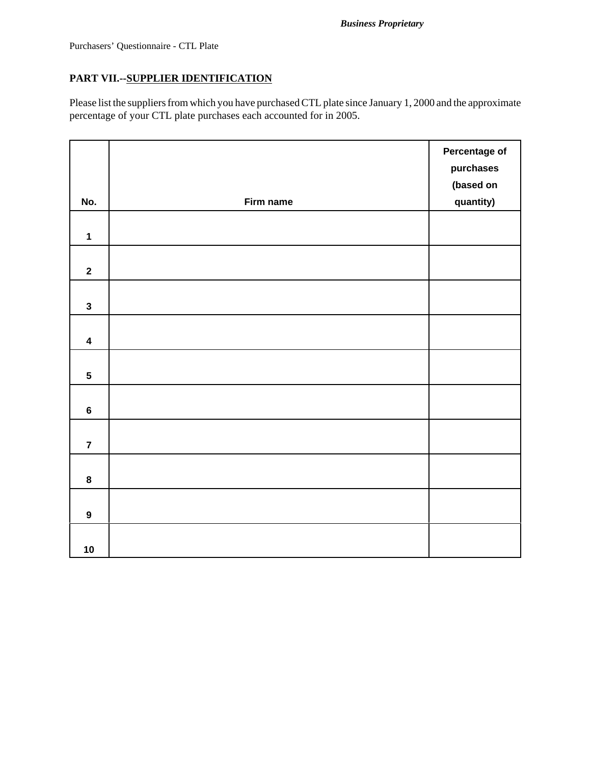*Business Proprietary*

Purchasers' Questionnaire - CTL Plate

## PART VII.--SUPPLIER IDENTIFICATION

Please list the suppliers from which you have purchased CTL plate since January 1, 2000 and the approximate percentage of your CTL plate purchases each accounted for in 2005.

| No. | Firm name | Percentage of purchases (based on quantity) |
| --- | --- | --- |
| 1 | | |
| 2 | | |
| 3 | | |
| 4 | | |
| 5 | | |
| 6 | | |
| 7 | | |
| 8 | | |
| 9 | | |
| 10 | | |